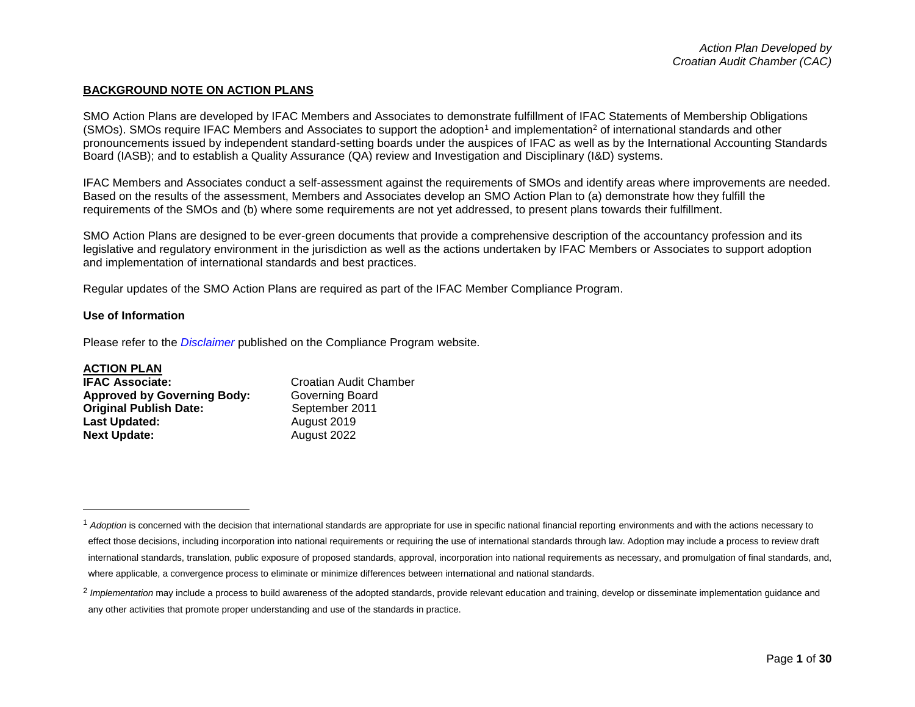*Action Plan Developed by*
*Croatian Audit Chamber (CAC)*

## BACKGROUND NOTE ON ACTION PLANS

SMO Action Plans are developed by IFAC Members and Associates to demonstrate fulfillment of IFAC Statements of Membership Obligations (SMOs). SMOs require IFAC Members and Associates to support the adoption[1] and implementation[2] of international standards and other pronouncements issued by independent standard-setting boards under the auspices of IFAC as well as by the International Accounting Standards Board (IASB); and to establish a Quality Assurance (QA) review and Investigation and Disciplinary (I&D) systems.

IFAC Members and Associates conduct a self-assessment against the requirements of SMOs and identify areas where improvements are needed. Based on the results of the assessment, Members and Associates develop an SMO Action Plan to (a) demonstrate how they fulfill the requirements of the SMOs and (b) where some requirements are not yet addressed, to present plans towards their fulfillment.

SMO Action Plans are designed to be ever-green documents that provide a comprehensive description of the accountancy profession and its legislative and regulatory environment in the jurisdiction as well as the actions undertaken by IFAC Members or Associates to support adoption and implementation of international standards and best practices.

Regular updates of the SMO Action Plans are required as part of the IFAC Member Compliance Program.

### Use of Information

Please refer to the *Disclaimer* published on the Compliance Program website.

## ACTION PLAN

**IFAC Associate:** Croatian Audit Chamber
**Approved by Governing Body:** Governing Board
**Original Publish Date:** September 2011
**Last Updated:** August 2019
**Next Update:** August 2022

---

[1] *Adoption* is concerned with the decision that international standards are appropriate for use in specific national financial reporting environments and with the actions necessary to effect those decisions, including incorporation into national requirements or requiring the use of international standards through law. Adoption may include a process to review draft international standards, translation, public exposure of proposed standards, approval, incorporation into national requirements as necessary, and promulgation of final standards, and, where applicable, a convergence process to eliminate or minimize differences between international and national standards.

[2] *Implementation* may include a process to build awareness of the adopted standards, provide relevant education and training, develop or disseminate implementation guidance and any other activities that promote proper understanding and use of the standards in practice.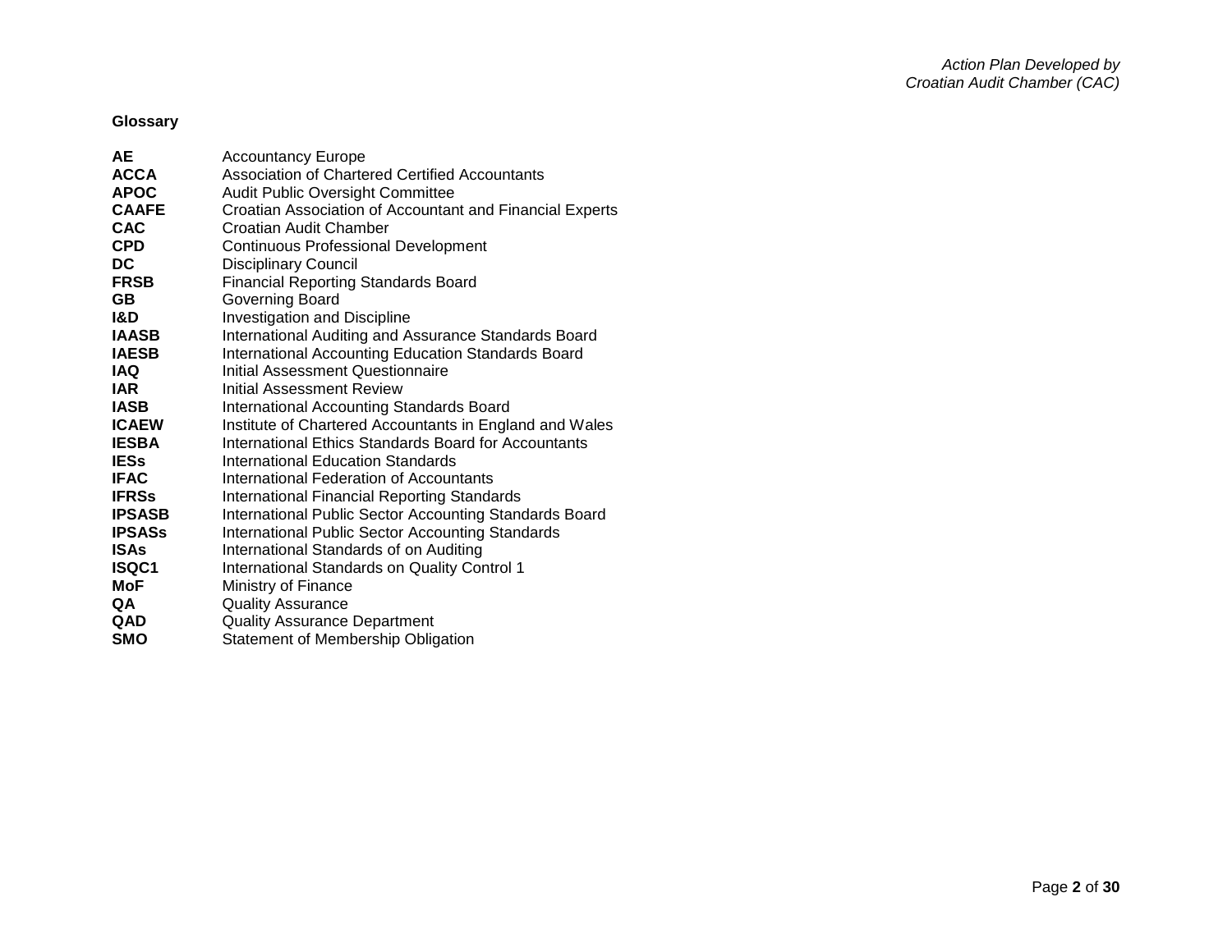**Glossary**

| | |
|---|---|
| **AE** | Accountancy Europe |
| **ACCA** | Association of Chartered Certified Accountants |
| **APOC** | Audit Public Oversight Committee |
| **CAAFE** | Croatian Association of Accountant and Financial Experts |
| **CAC** | Croatian Audit Chamber |
| **CPD** | Continuous Professional Development |
| **DC** | Disciplinary Council |
| **FRSB** | Financial Reporting Standards Board |
| **GB** | Governing Board |
| **I&D** | Investigation and Discipline |
| **IAASB** | International Auditing and Assurance Standards Board |
| **IAESB** | International Accounting Education Standards Board |
| **IAQ** | Initial Assessment Questionnaire |
| **IAR** | Initial Assessment Review |
| **IASB** | International Accounting Standards Board |
| **ICAEW** | Institute of Chartered Accountants in England and Wales |
| **IESBA** | International Ethics Standards Board for Accountants |
| **IESs** | International Education Standards |
| **IFAC** | International Federation of Accountants |
| **IFRSs** | International Financial Reporting Standards |
| **IPSASB** | International Public Sector Accounting Standards Board |
| **IPSASs** | International Public Sector Accounting Standards |
| **ISAs** | International Standards of on Auditing |
| **ISQC1** | International Standards on Quality Control 1 |
| **MoF** | Ministry of Finance |
| **QA** | Quality Assurance |
| **QAD** | Quality Assurance Department |
| **SMO** | Statement of Membership Obligation |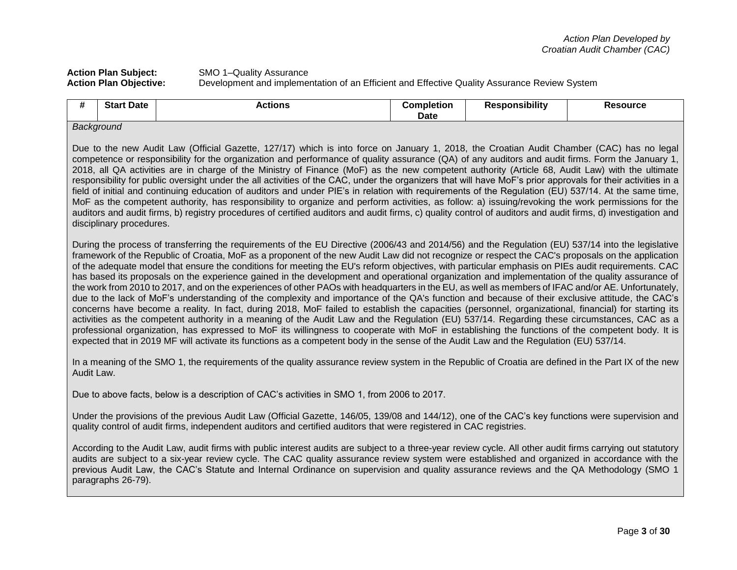*Action Plan Developed by Croatian Audit Chamber (CAC)*

**Action Plan Subject:** SMO 1–Quality Assurance
**Action Plan Objective:** Development and implementation of an Efficient and Effective Quality Assurance Review System

| # | Start Date | Actions | Completion Date | Responsibility | Resource |
|---|---|---|---|---|---|

*Background*

Due to the new Audit Law (Official Gazette, 127/17) which is into force on January 1, 2018, the Croatian Audit Chamber (CAC) has no legal competence or responsibility for the organization and performance of quality assurance (QA) of any auditors and audit firms. Form the January 1, 2018, all QA activities are in charge of the Ministry of Finance (MoF) as the new competent authority (Article 68, Audit Law) with the ultimate responsibility for public oversight under the all activities of the CAC, under the organizers that will have MoF's prior approvals for their activities in a field of initial and continuing education of auditors and under PIE's in relation with requirements of the Regulation (EU) 537/14. At the same time, MoF as the competent authority, has responsibility to organize and perform activities, as follow: a) issuing/revoking the work permissions for the auditors and audit firms, b) registry procedures of certified auditors and audit firms, c) quality control of auditors and audit firms, d) investigation and disciplinary procedures.

During the process of transferring the requirements of the EU Directive (2006/43 and 2014/56) and the Regulation (EU) 537/14 into the legislative framework of the Republic of Croatia, MoF as a proponent of the new Audit Law did not recognize or respect the CAC's proposals on the application of the adequate model that ensure the conditions for meeting the EU's reform objectives, with particular emphasis on PIEs audit requirements. CAC has based its proposals on the experience gained in the development and operational organization and implementation of the quality assurance of the work from 2010 to 2017, and on the experiences of other PAOs with headquarters in the EU, as well as members of IFAC and/or AE. Unfortunately, due to the lack of MoF's understanding of the complexity and importance of the QA's function and because of their exclusive attitude, the CAC's concerns have become a reality. In fact, during 2018, MoF failed to establish the capacities (personnel, organizational, financial) for starting its activities as the competent authority in a meaning of the Audit Law and the Regulation (EU) 537/14. Regarding these circumstances, CAC as a professional organization, has expressed to MoF its willingness to cooperate with MoF in establishing the functions of the competent body. It is expected that in 2019 MF will activate its functions as a competent body in the sense of the Audit Law and the Regulation (EU) 537/14.

In a meaning of the SMO 1, the requirements of the quality assurance review system in the Republic of Croatia are defined in the Part IX of the new Audit Law.

Due to above facts, below is a description of CAC's activities in SMO 1, from 2006 to 2017.

Under the provisions of the previous Audit Law (Official Gazette, 146/05, 139/08 and 144/12), one of the CAC's key functions were supervision and quality control of audit firms, independent auditors and certified auditors that were registered in CAC registries.

According to the Audit Law, audit firms with public interest audits are subject to a three-year review cycle. All other audit firms carrying out statutory audits are subject to a six-year review cycle. The CAC quality assurance review system were established and organized in accordance with the previous Audit Law, the CAC's Statute and Internal Ordinance on supervision and quality assurance reviews and the QA Methodology (SMO 1 paragraphs 26-79).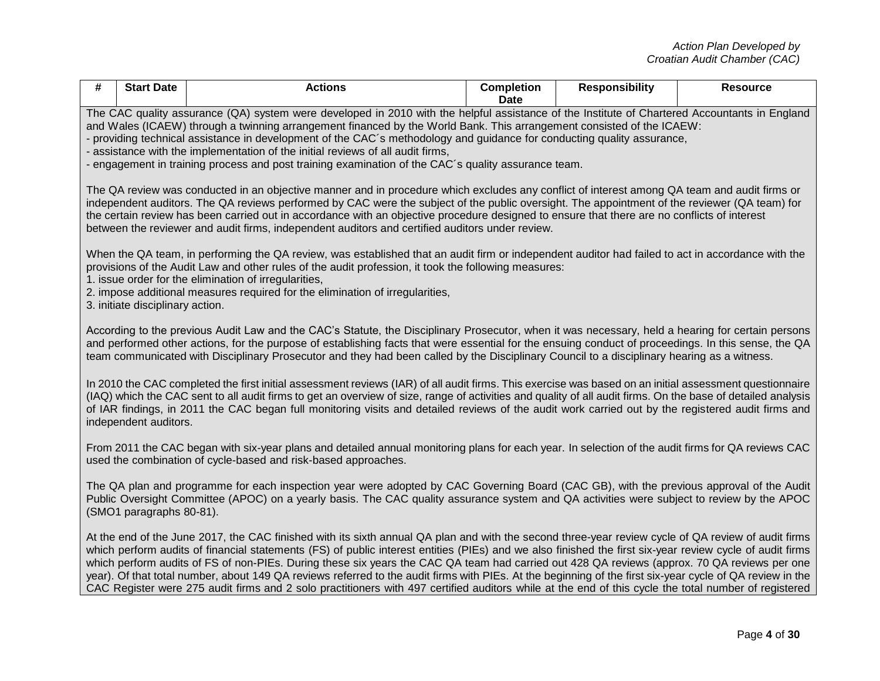| # | Start Date | Actions | Completion Date | Responsibility | Resource |
|---|---|---|---|---|---|

The CAC quality assurance (QA) system were developed in 2010 with the helpful assistance of the Institute of Chartered Accountants in England and Wales (ICAEW) through a twinning arrangement financed by the World Bank. This arrangement consisted of the ICAEW:

- providing technical assistance in development of the CAC´s methodology and guidance for conducting quality assurance,
- assistance with the implementation of the initial reviews of all audit firms,
- engagement in training process and post training examination of the CAC´s quality assurance team.

The QA review was conducted in an objective manner and in procedure which excludes any conflict of interest among QA team and audit firms or independent auditors. The QA reviews performed by CAC were the subject of the public oversight. The appointment of the reviewer (QA team) for the certain review has been carried out in accordance with an objective procedure designed to ensure that there are no conflicts of interest between the reviewer and audit firms, independent auditors and certified auditors under review.

When the QA team, in performing the QA review, was established that an audit firm or independent auditor had failed to act in accordance with the provisions of the Audit Law and other rules of the audit profession, it took the following measures:

1. issue order for the elimination of irregularities,
2. impose additional measures required for the elimination of irregularities,
3. initiate disciplinary action.

According to the previous Audit Law and the CAC's Statute, the Disciplinary Prosecutor, when it was necessary, held a hearing for certain persons and performed other actions, for the purpose of establishing facts that were essential for the ensuing conduct of proceedings. In this sense, the QA team communicated with Disciplinary Prosecutor and they had been called by the Disciplinary Council to a disciplinary hearing as a witness.

In 2010 the CAC completed the first initial assessment reviews (IAR) of all audit firms. This exercise was based on an initial assessment questionnaire (IAQ) which the CAC sent to all audit firms to get an overview of size, range of activities and quality of all audit firms. On the base of detailed analysis of IAR findings, in 2011 the CAC began full monitoring visits and detailed reviews of the audit work carried out by the registered audit firms and independent auditors.

From 2011 the CAC began with six-year plans and detailed annual monitoring plans for each year. In selection of the audit firms for QA reviews CAC used the combination of cycle-based and risk-based approaches.

The QA plan and programme for each inspection year were adopted by CAC Governing Board (CAC GB), with the previous approval of the Audit Public Oversight Committee (APOC) on a yearly basis. The CAC quality assurance system and QA activities were subject to review by the APOC (SMO1 paragraphs 80-81).

At the end of the June 2017, the CAC finished with its sixth annual QA plan and with the second three-year review cycle of QA review of audit firms which perform audits of financial statements (FS) of public interest entities (PIEs) and we also finished the first six-year review cycle of audit firms which perform audits of FS of non-PIEs. During these six years the CAC QA team had carried out 428 QA reviews (approx. 70 QA reviews per one year). Of that total number, about 149 QA reviews referred to the audit firms with PIEs. At the beginning of the first six-year cycle of QA review in the CAC Register were 275 audit firms and 2 solo practitioners with 497 certified auditors while at the end of this cycle the total number of registered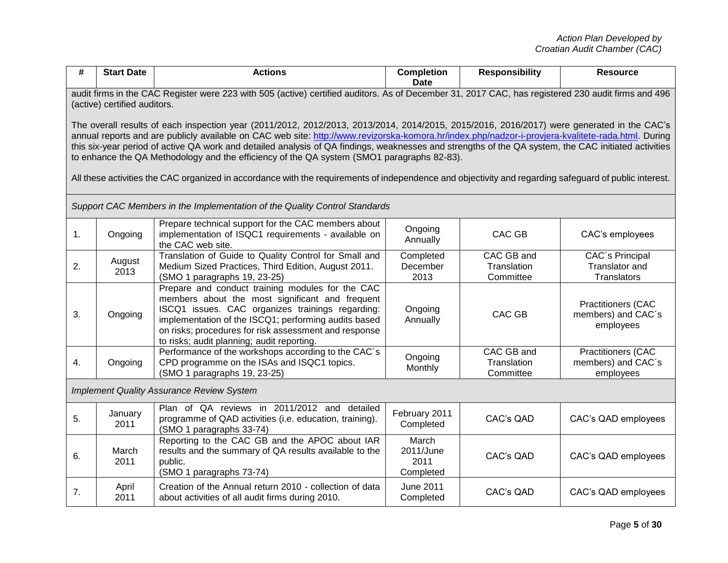| # | Start Date | Actions | Completion Date | Responsibility | Resource |
|---|---|---|---|---|---|
| audit firms in the CAC Register were 223 with 505 (active) certified auditors. As of December 31, 2017 CAC, has registered 230 audit firms and 496 (active) certified auditors.<br><br>The overall results of each inspection year (2011/2012, 2012/2013, 2013/2014, 2014/2015, 2015/2016, 2016/2017) were generated in the CAC's annual reports and are publicly available on CAC web site: [http://www.revizorska-komora.hr/index.php/nadzor-i-provjera-kvalitete-rada.html](http://www.revizorska-komora.hr/index.php/nadzor-i-provjera-kvalitete-rada.html). During this six-year period of active QA work and detailed analysis of QA findings, weaknesses and strengths of the QA system, the CAC initiated activities to enhance the QA Methodology and the efficiency of the QA system (SMO1 paragraphs 82-83).<br><br>All these activities the CAC organized in accordance with the requirements of independence and objectivity and regarding safeguard of public interest. | | | | | |
| *Support CAC Members in the Implementation of the Quality Control Standards* | | | | | |
| 1. | Ongoing | Prepare technical support for the CAC members about implementation of ISQC1 requirements - available on the CAC web site. | Ongoing Annually | CAC GB | CAC's employees |
| 2. | August 2013 | Translation of Guide to Quality Control for Small and Medium Sized Practices, Third Edition, August 2011. (SMO 1 paragraphs 19, 23-25) | Completed December 2013 | CAC GB and Translation Committee | CAC´s Principal Translator and Translators |
| 3. | Ongoing | Prepare and conduct training modules for the CAC members about the most significant and frequent ISCQ1 issues. CAC organizes trainings regarding: implementation of the ISCQ1; performing audits based on risks; procedures for risk assessment and response to risks; audit planning; audit reporting. | Ongoing Annually | CAC GB | Practitioners (CAC members) and CAC´s employees |
| 4. | Ongoing | Performance of the workshops according to the CAC´s CPD programme on the ISAs and ISQC1 topics. (SMO 1 paragraphs 19, 23-25) | Ongoing Monthly | CAC GB and Translation Committee | Practitioners (CAC members) and CAC´s employees |
| *Implement Quality Assurance Review System* | | | | | |
| 5. | January 2011 | Plan of QA reviews in 2011/2012 and detailed programme of QAD activities (i.e. education, training). (SMO 1 paragraphs 33-74) | February 2011 Completed | CAC's QAD | CAC's QAD employees |
| 6. | March 2011 | Reporting to the CAC GB and the APOC about IAR results and the summary of QA results available to the public. (SMO 1 paragraphs 73-74) | March 2011/June 2011 Completed | CAC's QAD | CAC's QAD employees |
| 7. | April 2011 | Creation of the Annual return 2010 - collection of data about activities of all audit firms during 2010. | June 2011 Completed | CAC's QAD | CAC's QAD employees |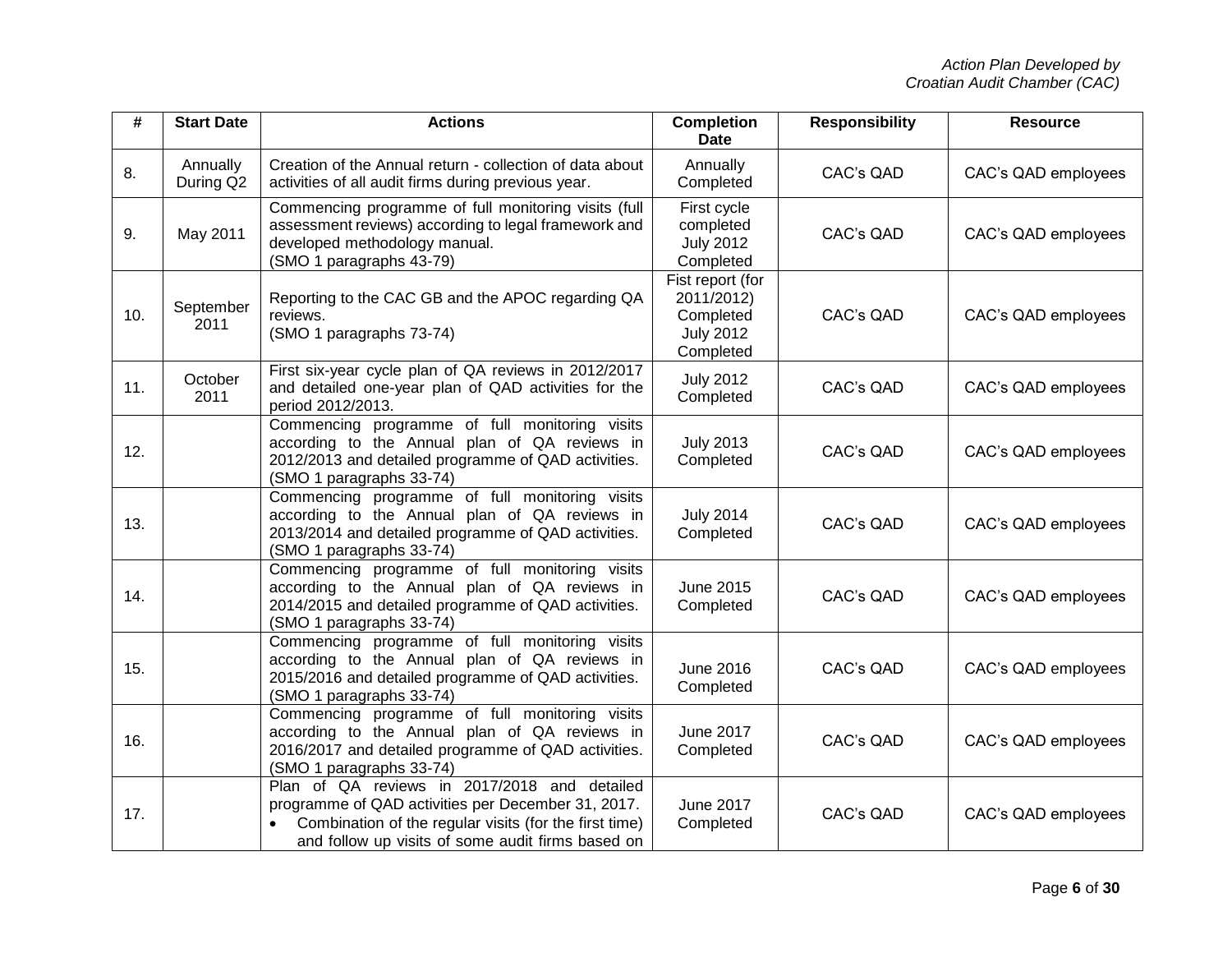| # | Start Date | Actions | Completion Date | Responsibility | Resource |
|---|---|---|---|---|---|
| 8. | Annually During Q2 | Creation of the Annual return - collection of data about activities of all audit firms during previous year. | Annually Completed | CAC's QAD | CAC's QAD employees |
| 9. | May 2011 | Commencing programme of full monitoring visits (full assessment reviews) according to legal framework and developed methodology manual. (SMO 1 paragraphs 43-79) | First cycle completed July 2012 Completed | CAC's QAD | CAC's QAD employees |
| 10. | September 2011 | Reporting to the CAC GB and the APOC regarding QA reviews. (SMO 1 paragraphs 73-74) | Fist report (for 2011/2012) Completed July 2012 Completed | CAC's QAD | CAC's QAD employees |
| 11. | October 2011 | First six-year cycle plan of QA reviews in 2012/2017 and detailed one-year plan of QAD activities for the period 2012/2013. | July 2012 Completed | CAC's QAD | CAC's QAD employees |
| 12. | | Commencing programme of full monitoring visits according to the Annual plan of QA reviews in 2012/2013 and detailed programme of QAD activities. (SMO 1 paragraphs 33-74) | July 2013 Completed | CAC's QAD | CAC's QAD employees |
| 13. | | Commencing programme of full monitoring visits according to the Annual plan of QA reviews in 2013/2014 and detailed programme of QAD activities. (SMO 1 paragraphs 33-74) | July 2014 Completed | CAC's QAD | CAC's QAD employees |
| 14. | | Commencing programme of full monitoring visits according to the Annual plan of QA reviews in 2014/2015 and detailed programme of QAD activities. (SMO 1 paragraphs 33-74) | June 2015 Completed | CAC's QAD | CAC's QAD employees |
| 15. | | Commencing programme of full monitoring visits according to the Annual plan of QA reviews in 2015/2016 and detailed programme of QAD activities. (SMO 1 paragraphs 33-74) | June 2016 Completed | CAC's QAD | CAC's QAD employees |
| 16. | | Commencing programme of full monitoring visits according to the Annual plan of QA reviews in 2016/2017 and detailed programme of QAD activities. (SMO 1 paragraphs 33-74) | June 2017 Completed | CAC's QAD | CAC's QAD employees |
| 17. | | Plan of QA reviews in 2017/2018 and detailed programme of QAD activities per December 31, 2017.<br>• Combination of the regular visits (for the first time) and follow up visits of some audit firms based on | June 2017 Completed | CAC's QAD | CAC's QAD employees |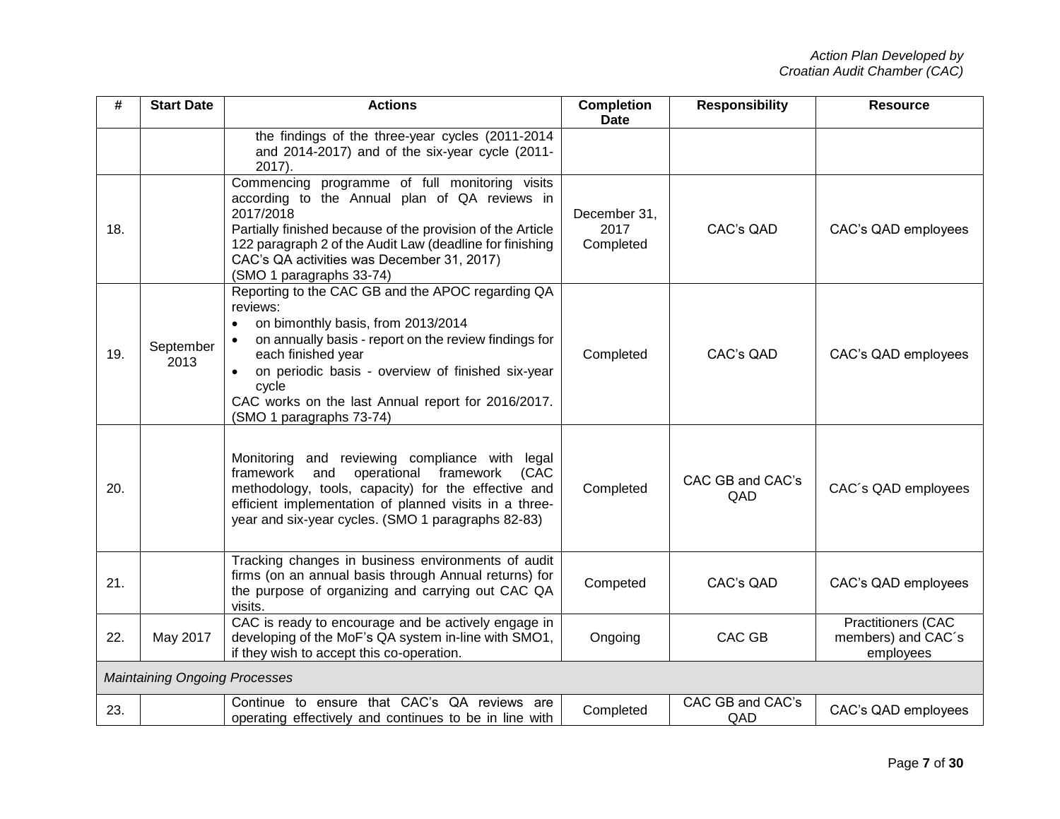| # | Start Date | Actions | Completion Date | Responsibility | Resource |
|---|---|---|---|---|---|
| | | the findings of the three-year cycles (2011-2014 and 2014-2017) and of the six-year cycle (2011-2017). | | | |
| 18. | | Commencing programme of full monitoring visits according to the Annual plan of QA reviews in 2017/2018<br>Partially finished because of the provision of the Article 122 paragraph 2 of the Audit Law (deadline for finishing CAC's QA activities was December 31, 2017)<br>(SMO 1 paragraphs 33-74) | December 31, 2017 Completed | CAC's QAD | CAC's QAD employees |
| 19. | September 2013 | Reporting to the CAC GB and the APOC regarding QA reviews:<br>• on bimonthly basis, from 2013/2014<br>• on annually basis - report on the review findings for each finished year<br>• on periodic basis - overview of finished six-year cycle<br>CAC works on the last Annual report for 2016/2017. (SMO 1 paragraphs 73-74) | Completed | CAC's QAD | CAC's QAD employees |
| 20. | | Monitoring and reviewing compliance with legal framework and operational framework (CAC methodology, tools, capacity) for the effective and efficient implementation of planned visits in a three-year and six-year cycles. (SMO 1 paragraphs 82-83) | Completed | CAC GB and CAC's QAD | CAC´s QAD employees |
| 21. | | Tracking changes in business environments of audit firms (on an annual basis through Annual returns) for the purpose of organizing and carrying out CAC QA visits. | Competed | CAC's QAD | CAC's QAD employees |
| 22. | May 2017 | CAC is ready to encourage and be actively engage in developing of the MoF's QA system in-line with SMO1, if they wish to accept this co-operation. | Ongoing | CAC GB | Practitioners (CAC members) and CAC´s employees |
| *Maintaining Ongoing Processes* | | | | | |
| 23. | | Continue to ensure that CAC's QA reviews are operating effectively and continues to be in line with | Completed | CAC GB and CAC's QAD | CAC's QAD employees |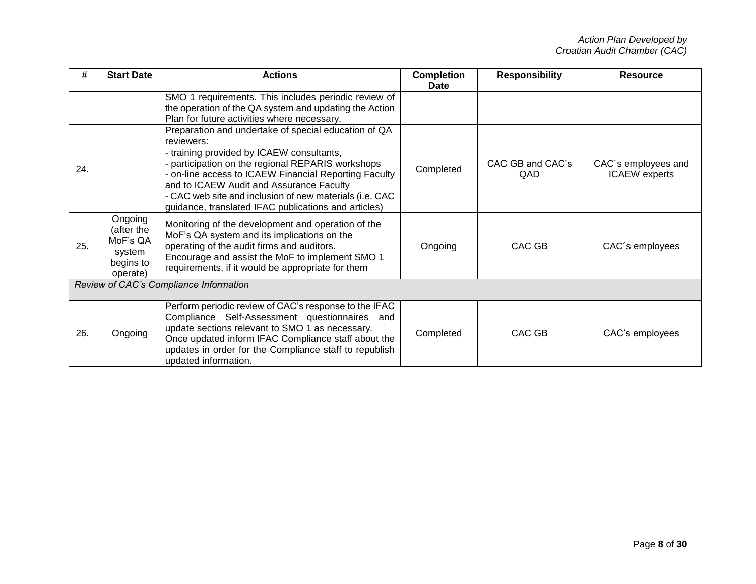| # | Start Date | Actions | Completion Date | Responsibility | Resource |
|---|---|---|---|---|---|
| | | SMO 1 requirements. This includes periodic review of the operation of the QA system and updating the Action Plan for future activities where necessary. | | | |
| 24. | | Preparation and undertake of special education of QA reviewers:<br>- training provided by ICAEW consultants,<br>- participation on the regional REPARIS workshops<br>- on-line access to ICAEW Financial Reporting Faculty and to ICAEW Audit and Assurance Faculty<br>- CAC web site and inclusion of new materials (i.e. CAC guidance, translated IFAC publications and articles) | Completed | CAC GB and CAC's QAD | CAC´s employees and ICAEW experts |
| 25. | Ongoing (after the MoF's QA system begins to operate) | Monitoring of the development and operation of the MoF's QA system and its implications on the operating of the audit firms and auditors.<br>Encourage and assist the MoF to implement SMO 1 requirements, if it would be appropriate for them | Ongoing | CAC GB | CAC´s employees |
| *Review of CAC's Compliance Information* | | | | | |
| 26. | Ongoing | Perform periodic review of CAC's response to the IFAC Compliance Self-Assessment questionnaires and update sections relevant to SMO 1 as necessary. Once updated inform IFAC Compliance staff about the updates in order for the Compliance staff to republish updated information. | Completed | CAC GB | CAC's employees |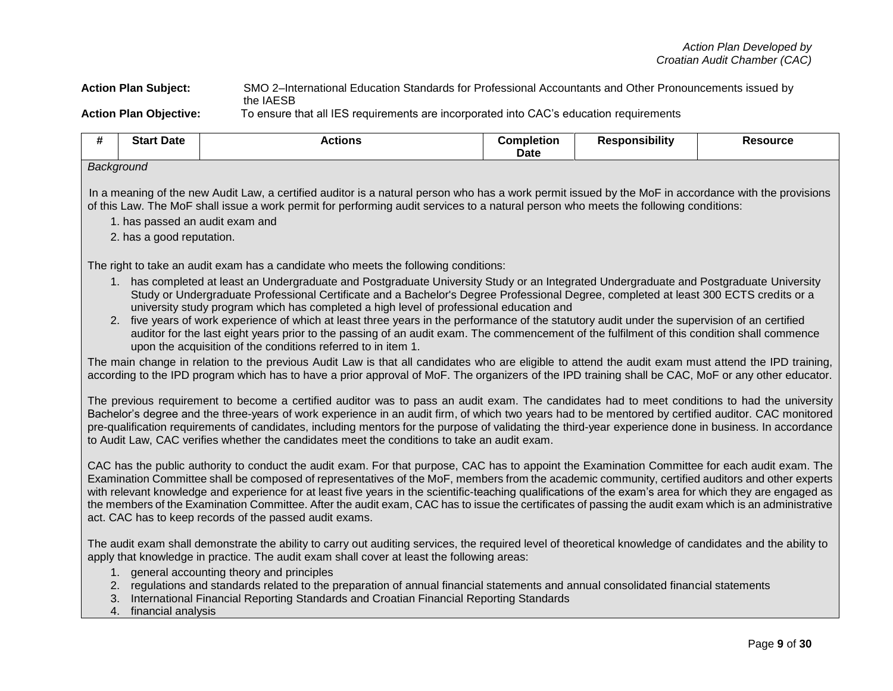*Action Plan Developed by Croatian Audit Chamber (CAC)*

**Action Plan Subject:** SMO 2–International Education Standards for Professional Accountants and Other Pronouncements issued by the IAESB

**Action Plan Objective:** To ensure that all IES requirements are incorporated into CAC's education requirements

| # | Start Date | Actions | Completion Date | Responsibility | Resource |
|---|---|---|---|---|---|

*Background*

In a meaning of the new Audit Law, a certified auditor is a natural person who has a work permit issued by the MoF in accordance with the provisions of this Law. The MoF shall issue a work permit for performing audit services to a natural person who meets the following conditions:

1. has passed an audit exam and
2. has a good reputation.

The right to take an audit exam has a candidate who meets the following conditions:

1. has completed at least an Undergraduate and Postgraduate University Study or an Integrated Undergraduate and Postgraduate University Study or Undergraduate Professional Certificate and a Bachelor's Degree Professional Degree, completed at least 300 ECTS credits or a university study program which has completed a high level of professional education and
2. five years of work experience of which at least three years in the performance of the statutory audit under the supervision of an certified auditor for the last eight years prior to the passing of an audit exam. The commencement of the fulfilment of this condition shall commence upon the acquisition of the conditions referred to in item 1.

The main change in relation to the previous Audit Law is that all candidates who are eligible to attend the audit exam must attend the IPD training, according to the IPD program which has to have a prior approval of MoF. The organizers of the IPD training shall be CAC, MoF or any other educator.

The previous requirement to become a certified auditor was to pass an audit exam. The candidates had to meet conditions to had the university Bachelor's degree and the three-years of work experience in an audit firm, of which two years had to be mentored by certified auditor. CAC monitored pre-qualification requirements of candidates, including mentors for the purpose of validating the third-year experience done in business. In accordance to Audit Law, CAC verifies whether the candidates meet the conditions to take an audit exam.

CAC has the public authority to conduct the audit exam. For that purpose, CAC has to appoint the Examination Committee for each audit exam. The Examination Committee shall be composed of representatives of the MoF, members from the academic community, certified auditors and other experts with relevant knowledge and experience for at least five years in the scientific-teaching qualifications of the exam's area for which they are engaged as the members of the Examination Committee. After the audit exam, CAC has to issue the certificates of passing the audit exam which is an administrative act. CAC has to keep records of the passed audit exams.

The audit exam shall demonstrate the ability to carry out auditing services, the required level of theoretical knowledge of candidates and the ability to apply that knowledge in practice. The audit exam shall cover at least the following areas:

1. general accounting theory and principles
2. regulations and standards related to the preparation of annual financial statements and annual consolidated financial statements
3. International Financial Reporting Standards and Croatian Financial Reporting Standards
4. financial analysis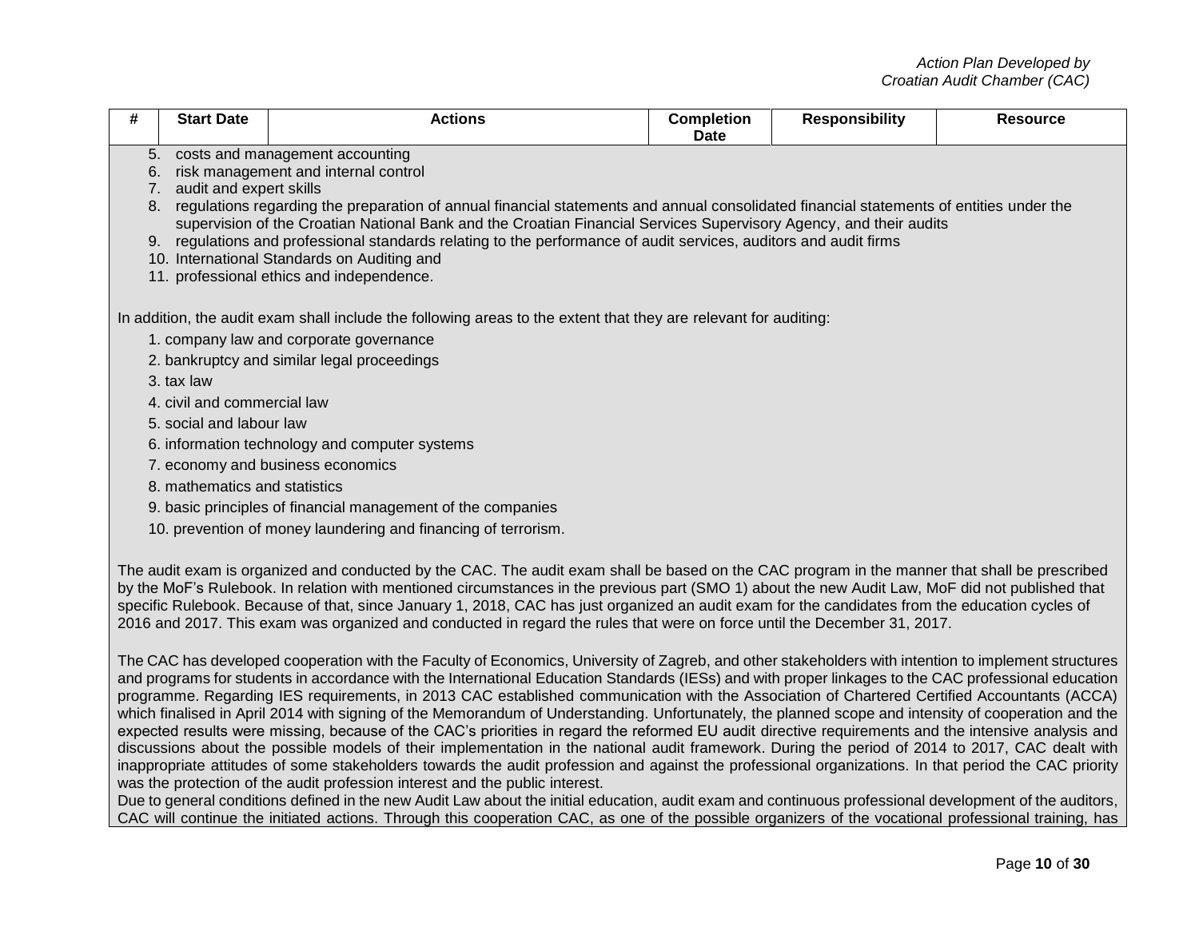| # | Start Date | Actions | Completion Date | Responsibility | Resource |
|---|---|---|---|---|---|

5. costs and management accounting
6. risk management and internal control
7. audit and expert skills
8. regulations regarding the preparation of annual financial statements and annual consolidated financial statements of entities under the supervision of the Croatian National Bank and the Croatian Financial Services Supervisory Agency, and their audits
9. regulations and professional standards relating to the performance of audit services, auditors and audit firms
10. International Standards on Auditing and
11. professional ethics and independence.

In addition, the audit exam shall include the following areas to the extent that they are relevant for auditing:

1. company law and corporate governance
2. bankruptcy and similar legal proceedings
3. tax law
4. civil and commercial law
5. social and labour law
6. information technology and computer systems
7. economy and business economics
8. mathematics and statistics
9. basic principles of financial management of the companies
10. prevention of money laundering and financing of terrorism.

The audit exam is organized and conducted by the CAC. The audit exam shall be based on the CAC program in the manner that shall be prescribed by the MoF's Rulebook. In relation with mentioned circumstances in the previous part (SMO 1) about the new Audit Law, MoF did not published that specific Rulebook. Because of that, since January 1, 2018, CAC has just organized an audit exam for the candidates from the education cycles of 2016 and 2017. This exam was organized and conducted in regard the rules that were on force until the December 31, 2017.

The CAC has developed cooperation with the Faculty of Economics, University of Zagreb, and other stakeholders with intention to implement structures and programs for students in accordance with the International Education Standards (IESs) and with proper linkages to the CAC professional education programme. Regarding IES requirements, in 2013 CAC established communication with the Association of Chartered Certified Accountants (ACCA) which finalised in April 2014 with signing of the Memorandum of Understanding. Unfortunately, the planned scope and intensity of cooperation and the expected results were missing, because of the CAC's priorities in regard the reformed EU audit directive requirements and the intensive analysis and discussions about the possible models of their implementation in the national audit framework. During the period of 2014 to 2017, CAC dealt with inappropriate attitudes of some stakeholders towards the audit profession and against the professional organizations. In that period the CAC priority was the protection of the audit profession interest and the public interest.
Due to general conditions defined in the new Audit Law about the initial education, audit exam and continuous professional development of the auditors, CAC will continue the initiated actions. Through this cooperation CAC, as one of the possible organizers of the vocational professional training, has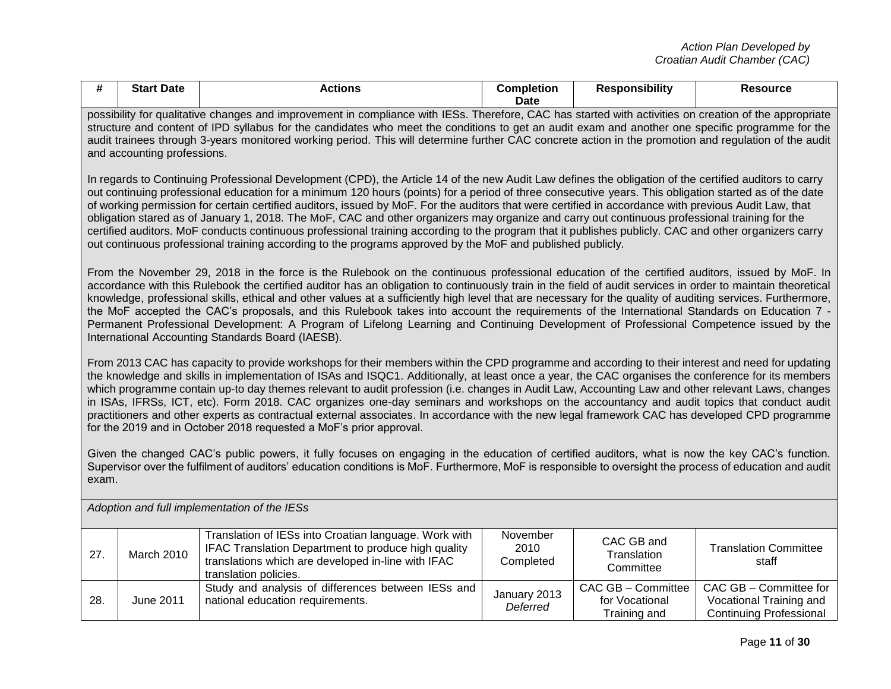| # | Start Date | Actions | Completion Date | Responsibility | Resource |
|---|---|---|---|---|---|
| possibility for qualitative changes and improvement in compliance with IESs. Therefore, CAC has started with activities on creation of the appropriate structure and content of IPD syllabus for the candidates who meet the conditions to get an audit exam and another one specific programme for the audit trainees through 3-years monitored working period. This will determine further CAC concrete action in the promotion and regulation of the audit and accounting professions.<br><br>In regards to Continuing Professional Development (CPD), the Article 14 of the new Audit Law defines the obligation of the certified auditors to carry out continuing professional education for a minimum 120 hours (points) for a period of three consecutive years. This obligation started as of the date of working permission for certain certified auditors, issued by MoF. For the auditors that were certified in accordance with previous Audit Law, that obligation stared as of January 1, 2018. The MoF, CAC and other organizers may organize and carry out continuous professional training for the certified auditors. MoF conducts continuous professional training according to the program that it publishes publicly. CAC and other organizers carry out continuous professional training according to the programs approved by the MoF and published publicly.<br><br>From the November 29, 2018 in the force is the Rulebook on the continuous professional education of the certified auditors, issued by MoF. In accordance with this Rulebook the certified auditor has an obligation to continuously train in the field of audit services in order to maintain theoretical knowledge, professional skills, ethical and other values at a sufficiently high level that are necessary for the quality of auditing services. Furthermore, the MoF accepted the CAC's proposals, and this Rulebook takes into account the requirements of the International Standards on Education 7 - Permanent Professional Development: A Program of Lifelong Learning and Continuing Development of Professional Competence issued by the International Accounting Standards Board (IAESB).<br><br>From 2013 CAC has capacity to provide workshops for their members within the CPD programme and according to their interest and need for updating the knowledge and skills in implementation of ISAs and ISQC1. Additionally, at least once a year, the CAC organises the conference for its members which programme contain up-to day themes relevant to audit profession (i.e. changes in Audit Law, Accounting Law and other relevant Laws, changes in ISAs, IFRSs, ICT, etc). Form 2018. CAC organizes one-day seminars and workshops on the accountancy and audit topics that conduct audit practitioners and other experts as contractual external associates. In accordance with the new legal framework CAC has developed CPD programme for the 2019 and in October 2018 requested a MoF's prior approval.<br><br>Given the changed CAC's public powers, it fully focuses on engaging in the education of certified auditors, what is now the key CAC's function. Supervisor over the fulfilment of auditors' education conditions is MoF. Furthermore, MoF is responsible to oversight the process of education and audit exam. | | | | | |
| *Adoption and full implementation of the IESs* | | | | | |
| 27. | March 2010 | Translation of IESs into Croatian language. Work with IFAC Translation Department to produce high quality translations which are developed in-line with IFAC translation policies. | November 2010 Completed | CAC GB and Translation Committee | Translation Committee staff |
| 28. | June 2011 | Study and analysis of differences between IESs and national education requirements. | January 2013 *Deferred* | CAC GB – Committee for Vocational Training and | CAC GB – Committee for Vocational Training and Continuing Professional |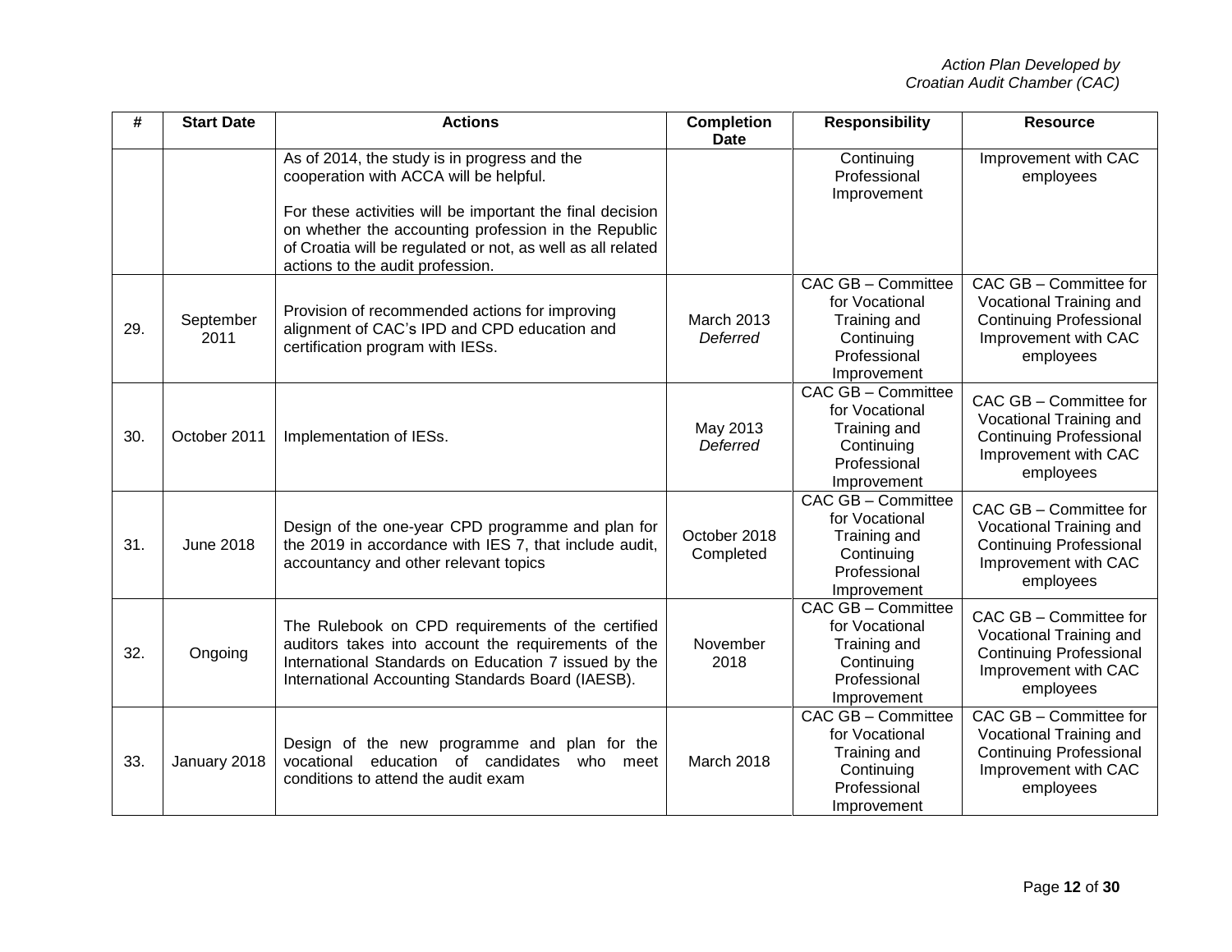| # | Start Date | Actions | Completion Date | Responsibility | Resource |
|---|---|---|---|---|---|
| | | As of 2014, the study is in progress and the cooperation with ACCA will be helpful.<br><br>For these activities will be important the final decision on whether the accounting profession in the Republic of Croatia will be regulated or not, as well as all related actions to the audit profession. | | Continuing Professional Improvement | Improvement with CAC employees |
| 29. | September 2011 | Provision of recommended actions for improving alignment of CAC's IPD and CPD education and certification program with IESs. | March 2013 *Deferred* | CAC GB – Committee for Vocational Training and Continuing Professional Improvement | CAC GB – Committee for Vocational Training and Continuing Professional Improvement with CAC employees |
| 30. | October 2011 | Implementation of IESs. | May 2013 *Deferred* | CAC GB – Committee for Vocational Training and Continuing Professional Improvement | CAC GB – Committee for Vocational Training and Continuing Professional Improvement with CAC employees |
| 31. | June 2018 | Design of the one-year CPD programme and plan for the 2019 in accordance with IES 7, that include audit, accountancy and other relevant topics | October 2018 Completed | CAC GB – Committee for Vocational Training and Continuing Professional Improvement | CAC GB – Committee for Vocational Training and Continuing Professional Improvement with CAC employees |
| 32. | Ongoing | The Rulebook on CPD requirements of the certified auditors takes into account the requirements of the International Standards on Education 7 issued by the International Accounting Standards Board (IAESB). | November 2018 | CAC GB – Committee for Vocational Training and Continuing Professional Improvement | CAC GB – Committee for Vocational Training and Continuing Professional Improvement with CAC employees |
| 33. | January 2018 | Design of the new programme and plan for the vocational education of candidates who meet conditions to attend the audit exam | March 2018 | CAC GB – Committee for Vocational Training and Continuing Professional Improvement | CAC GB – Committee for Vocational Training and Continuing Professional Improvement with CAC employees |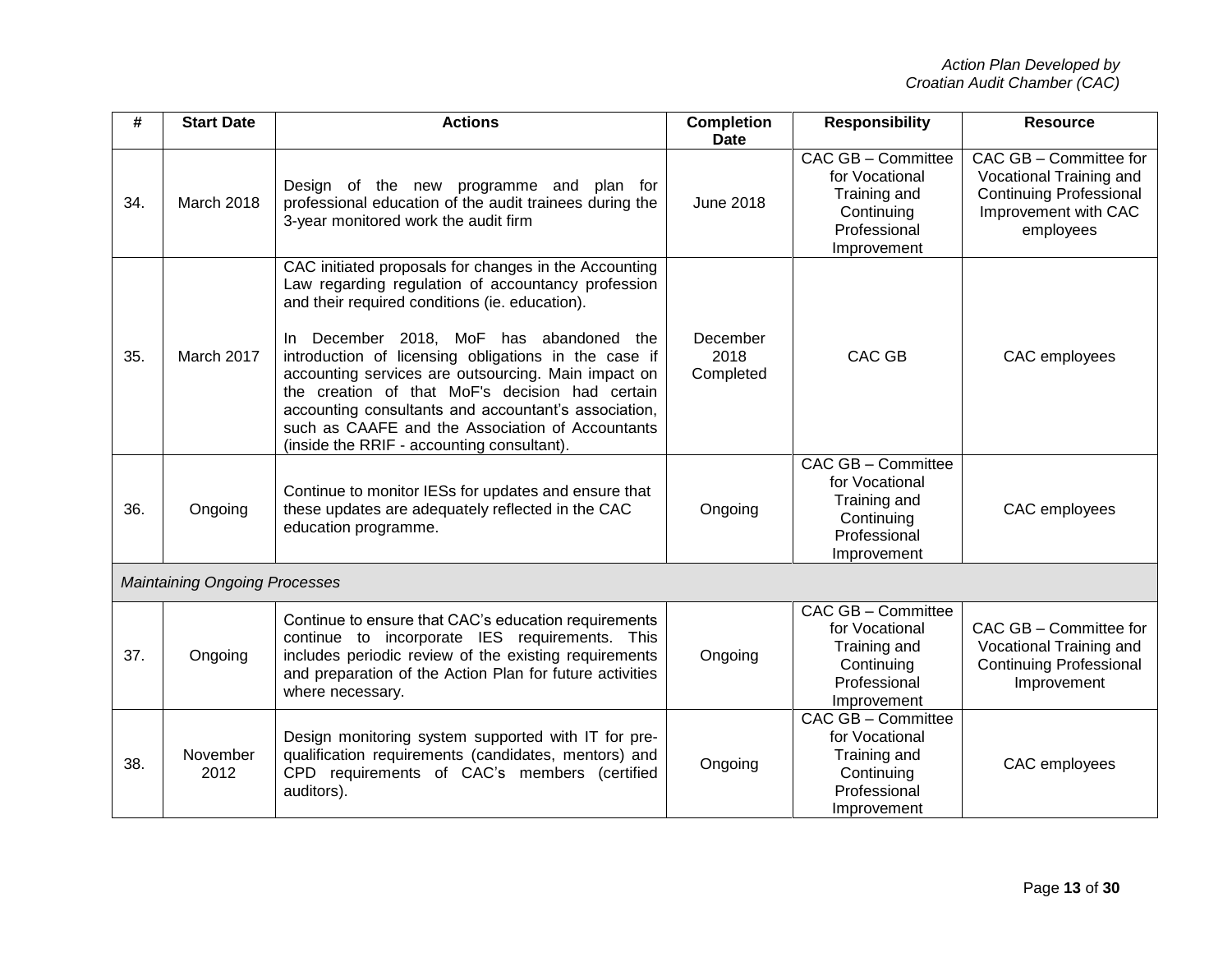| # | Start Date | Actions | Completion Date | Responsibility | Resource |
|---|---|---|---|---|---|
| 34. | March 2018 | Design of the new programme and plan for professional education of the audit trainees during the 3-year monitored work the audit firm | June 2018 | CAC GB – Committee for Vocational Training and Continuing Professional Improvement | CAC GB – Committee for Vocational Training and Continuing Professional Improvement with CAC employees |
| 35. | March 2017 | CAC initiated proposals for changes in the Accounting Law regarding regulation of accountancy profession and their required conditions (ie. education).<br><br>In December 2018, MoF has abandoned the introduction of licensing obligations in the case if accounting services are outsourcing. Main impact on the creation of that MoF's decision had certain accounting consultants and accountant's association, such as CAAFE and the Association of Accountants (inside the RRIF - accounting consultant). | December 2018 Completed | CAC GB | CAC employees |
| 36. | Ongoing | Continue to monitor IESs for updates and ensure that these updates are adequately reflected in the CAC education programme. | Ongoing | CAC GB – Committee for Vocational Training and Continuing Professional Improvement | CAC employees |
| *Maintaining Ongoing Processes* | | | | | |
| 37. | Ongoing | Continue to ensure that CAC's education requirements continue to incorporate IES requirements. This includes periodic review of the existing requirements and preparation of the Action Plan for future activities where necessary. | Ongoing | CAC GB – Committee for Vocational Training and Continuing Professional Improvement | CAC GB – Committee for Vocational Training and Continuing Professional Improvement |
| 38. | November 2012 | Design monitoring system supported with IT for pre-qualification requirements (candidates, mentors) and CPD requirements of CAC's members (certified auditors). | Ongoing | CAC GB – Committee for Vocational Training and Continuing Professional Improvement | CAC employees |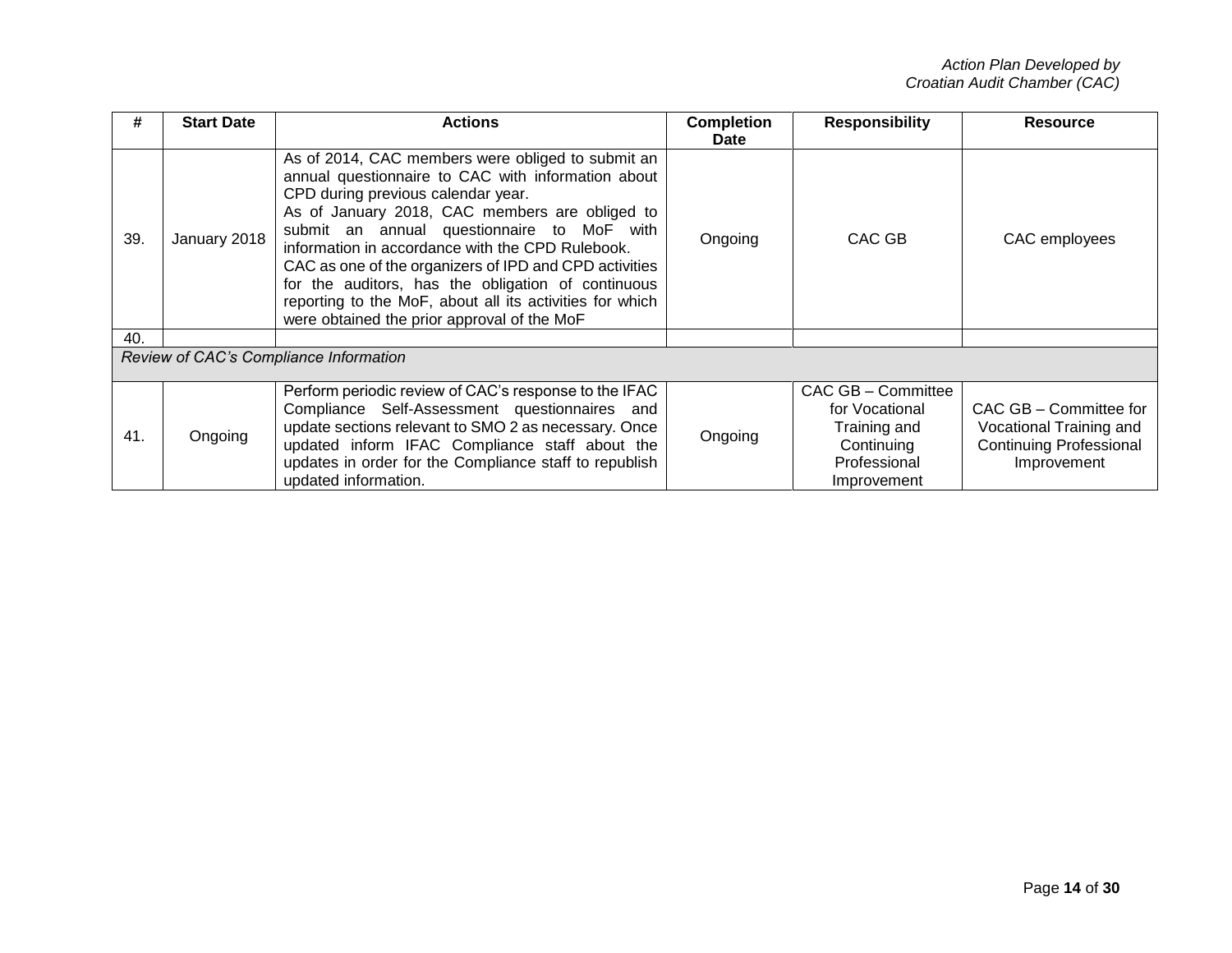| # | Start Date | Actions | Completion Date | Responsibility | Resource |
|---|---|---|---|---|---|
| 39. | January 2018 | As of 2014, CAC members were obliged to submit an annual questionnaire to CAC with information about CPD during previous calendar year.<br>As of January 2018, CAC members are obliged to submit an annual questionnaire to MoF with information in accordance with the CPD Rulebook.<br>CAC as one of the organizers of IPD and CPD activities for the auditors, has the obligation of continuous reporting to the MoF, about all its activities for which were obtained the prior approval of the MoF | Ongoing | CAC GB | CAC employees |
| 40. | | | | | |
| *Review of CAC's Compliance Information* | | | | | |
| 41. | Ongoing | Perform periodic review of CAC's response to the IFAC Compliance Self-Assessment questionnaires and update sections relevant to SMO 2 as necessary. Once updated inform IFAC Compliance staff about the updates in order for the Compliance staff to republish updated information. | Ongoing | CAC GB – Committee for Vocational Training and Continuing Professional Improvement | CAC GB – Committee for Vocational Training and Continuing Professional Improvement |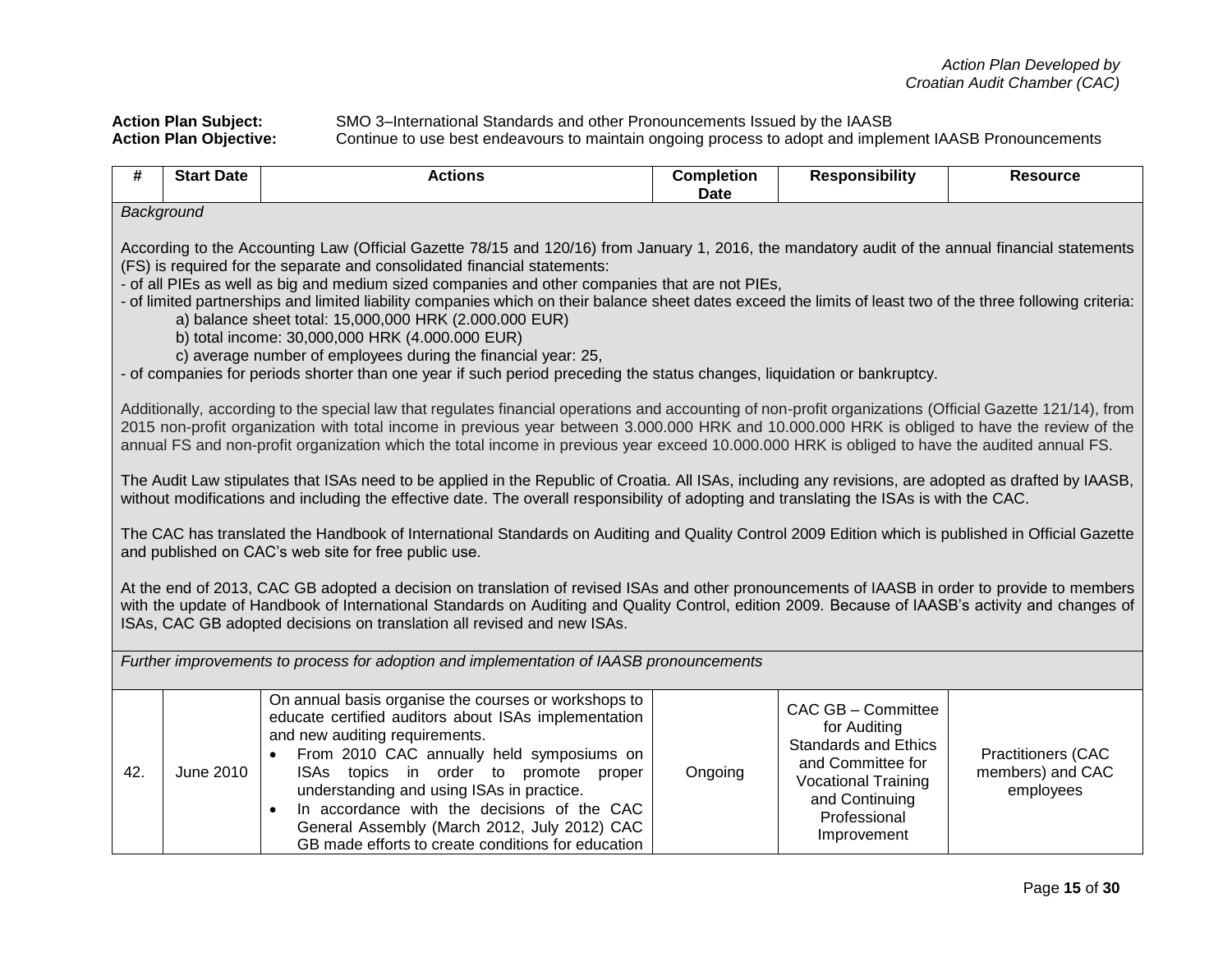*Action Plan Developed by Croatian Audit Chamber (CAC)*

**Action Plan Subject:** SMO 3–International Standards and other Pronouncements Issued by the IAASB
**Action Plan Objective:** Continue to use best endeavours to maintain ongoing process to adopt and implement IAASB Pronouncements

| # | Start Date | Actions | Completion Date | Responsibility | Resource |
|---|---|---|---|---|---|
| *Background*<br><br>According to the Accounting Law (Official Gazette 78/15 and 120/16) from January 1, 2016, the mandatory audit of the annual financial statements (FS) is required for the separate and consolidated financial statements:<br>- of all PIEs as well as big and medium sized companies and other companies that are not PIEs,<br>- of limited partnerships and limited liability companies which on their balance sheet dates exceed the limits of least two of the three following criteria:<br>a) balance sheet total: 15,000,000 HRK (2.000.000 EUR)<br>b) total income: 30,000,000 HRK (4.000.000 EUR)<br>c) average number of employees during the financial year: 25,<br>- of companies for periods shorter than one year if such period preceding the status changes, liquidation or bankruptcy.<br><br>Additionally, according to the special law that regulates financial operations and accounting of non-profit organizations (Official Gazette 121/14), from 2015 non-profit organization with total income in previous year between 3.000.000 HRK and 10.000.000 HRK is obliged to have the review of the annual FS and non-profit organization which the total income in previous year exceed 10.000.000 HRK is obliged to have the audited annual FS.<br><br>The Audit Law stipulates that ISAs need to be applied in the Republic of Croatia. All ISAs, including any revisions, are adopted as drafted by IAASB, without modifications and including the effective date. The overall responsibility of adopting and translating the ISAs is with the CAC.<br><br>The CAC has translated the Handbook of International Standards on Auditing and Quality Control 2009 Edition which is published in Official Gazette and published on CAC's web site for free public use.<br><br>At the end of 2013, CAC GB adopted a decision on translation of revised ISAs and other pronouncements of IAASB in order to provide to members with the update of Handbook of International Standards on Auditing and Quality Control, edition 2009. Because of IAASB's activity and changes of ISAs, CAC GB adopted decisions on translation all revised and new ISAs. | | | | | |
| *Further improvements to process for adoption and implementation of IAASB pronouncements* | | | | | |
| 42. | June 2010 | On annual basis organise the courses or workshops to educate certified auditors about ISAs implementation and new auditing requirements.<br>• From 2010 CAC annually held symposiums on ISAs topics in order to promote proper understanding and using ISAs in practice.<br>• In accordance with the decisions of the CAC General Assembly (March 2012, July 2012) CAC GB made efforts to create conditions for education | Ongoing | CAC GB – Committee for Auditing Standards and Ethics and Committee for Vocational Training and Continuing Professional Improvement | Practitioners (CAC members) and CAC employees |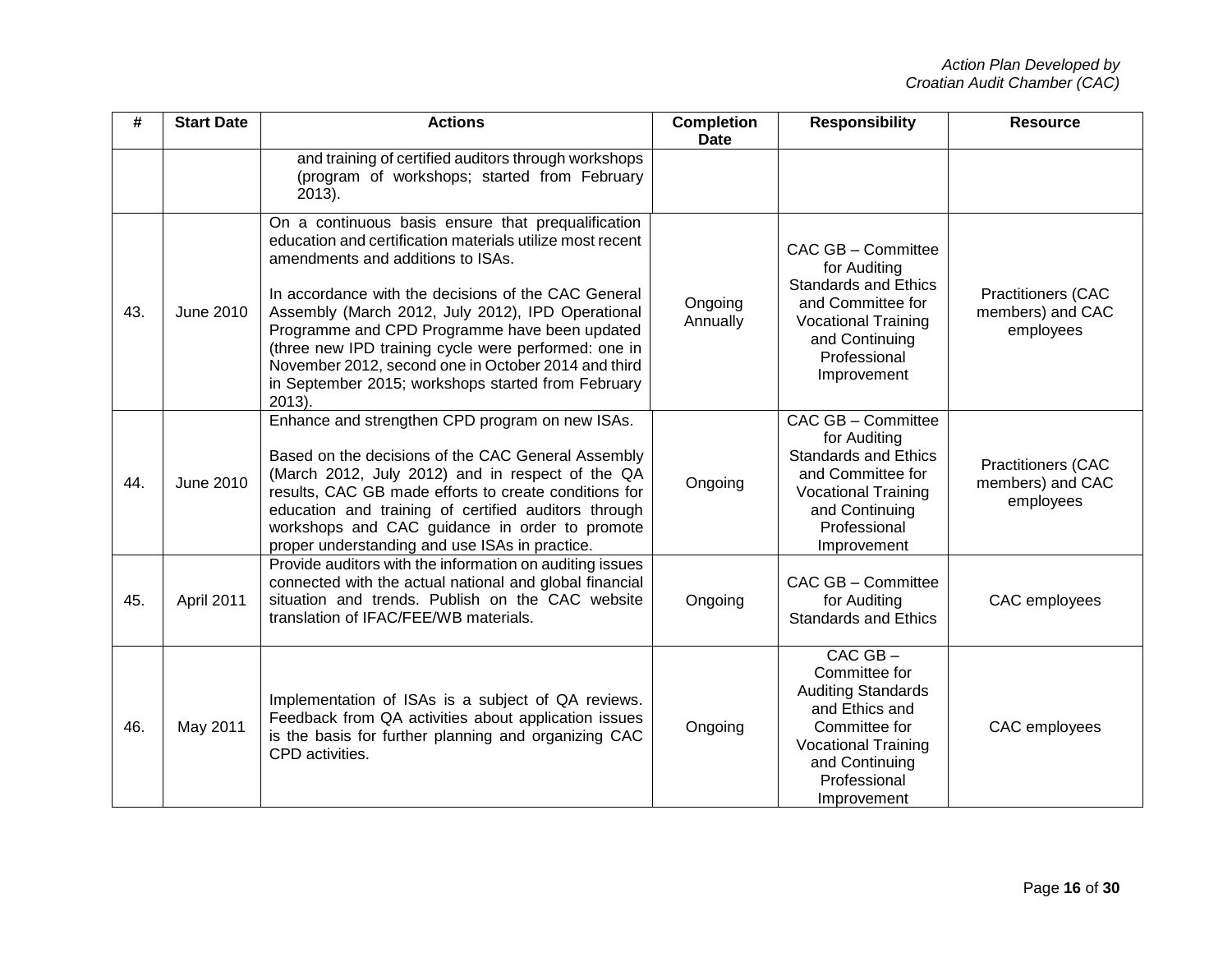| # | Start Date | Actions | Completion Date | Responsibility | Resource |
|---|---|---|---|---|---|
| | | and training of certified auditors through workshops (program of workshops; started from February 2013). | | | |
| 43. | June 2010 | On a continuous basis ensure that prequalification education and certification materials utilize most recent amendments and additions to ISAs.<br><br>In accordance with the decisions of the CAC General Assembly (March 2012, July 2012), IPD Operational Programme and CPD Programme have been updated (three new IPD training cycle were performed: one in November 2012, second one in October 2014 and third in September 2015; workshops started from February 2013). | Ongoing Annually | CAC GB – Committee for Auditing Standards and Ethics and Committee for Vocational Training and Continuing Professional Improvement | Practitioners (CAC members) and CAC employees |
| 44. | June 2010 | Enhance and strengthen CPD program on new ISAs.<br><br>Based on the decisions of the CAC General Assembly (March 2012, July 2012) and in respect of the QA results, CAC GB made efforts to create conditions for education and training of certified auditors through workshops and CAC guidance in order to promote proper understanding and use ISAs in practice. | Ongoing | CAC GB – Committee for Auditing Standards and Ethics and Committee for Vocational Training and Continuing Professional Improvement | Practitioners (CAC members) and CAC employees |
| 45. | April 2011 | Provide auditors with the information on auditing issues connected with the actual national and global financial situation and trends. Publish on the CAC website translation of IFAC/FEE/WB materials. | Ongoing | CAC GB – Committee for Auditing Standards and Ethics | CAC employees |
| 46. | May 2011 | Implementation of ISAs is a subject of QA reviews. Feedback from QA activities about application issues is the basis for further planning and organizing CAC CPD activities. | Ongoing | CAC GB – Committee for Auditing Standards and Ethics and Committee for Vocational Training and Continuing Professional Improvement | CAC employees |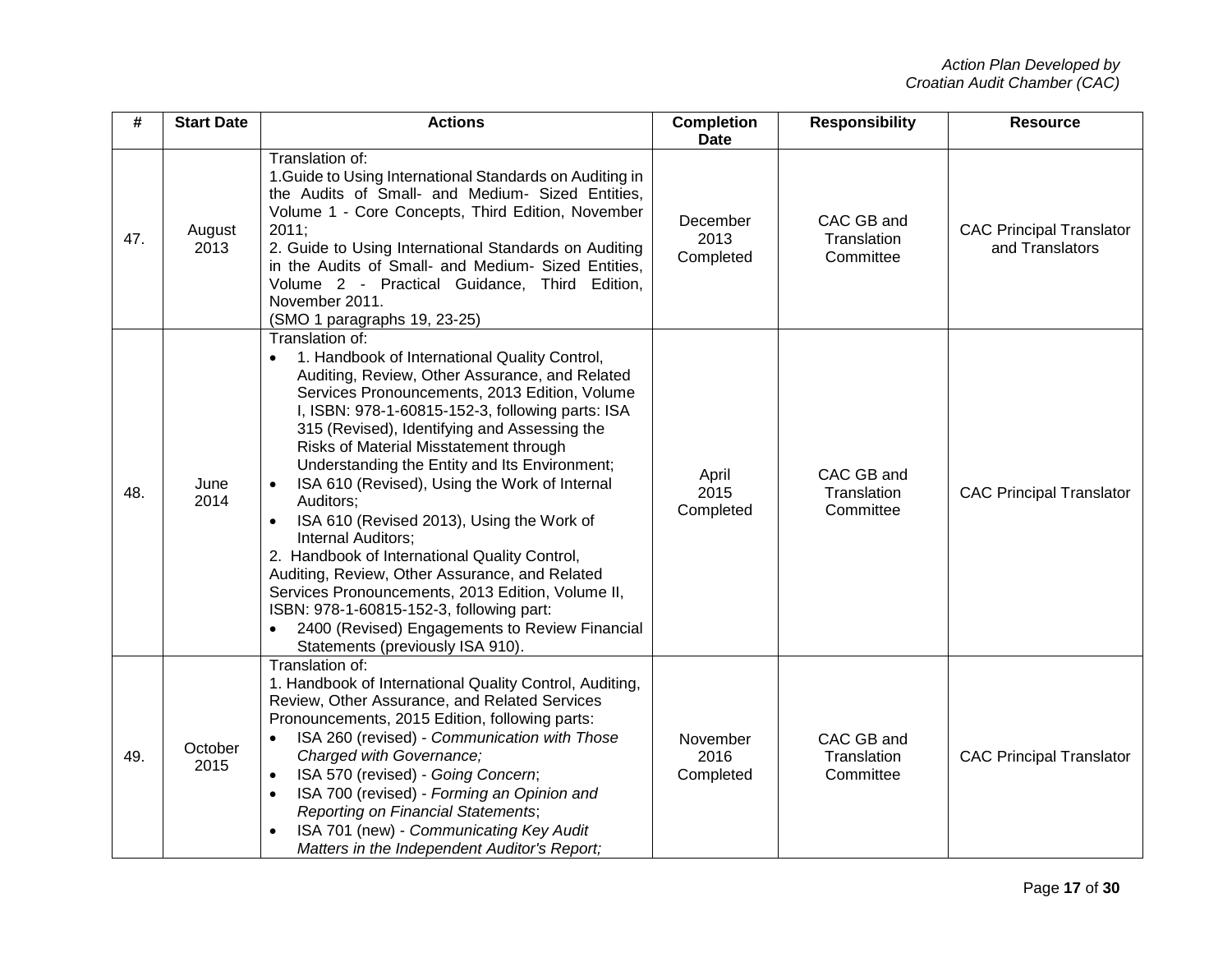| # | Start Date | Actions | Completion Date | Responsibility | Resource |
|---|---|---|---|---|---|
| 47. | August 2013 | Translation of:<br>1.Guide to Using International Standards on Auditing in the Audits of Small- and Medium- Sized Entities, Volume 1 - Core Concepts, Third Edition, November 2011;<br>2. Guide to Using International Standards on Auditing in the Audits of Small- and Medium- Sized Entities, Volume 2 - Practical Guidance, Third Edition, November 2011.<br>(SMO 1 paragraphs 19, 23-25) | December 2013 Completed | CAC GB and Translation Committee | CAC Principal Translator and Translators |
| 48. | June 2014 | Translation of:<br>• 1. Handbook of International Quality Control, Auditing, Review, Other Assurance, and Related Services Pronouncements, 2013 Edition, Volume I, ISBN: 978-1-60815-152-3, following parts: ISA 315 (Revised), Identifying and Assessing the Risks of Material Misstatement through Understanding the Entity and Its Environment;<br>• ISA 610 (Revised), Using the Work of Internal Auditors;<br>• ISA 610 (Revised 2013), Using the Work of Internal Auditors;<br>2. Handbook of International Quality Control, Auditing, Review, Other Assurance, and Related Services Pronouncements, 2013 Edition, Volume II, ISBN: 978-1-60815-152-3, following part:<br>• 2400 (Revised) Engagements to Review Financial Statements (previously ISA 910). | April 2015 Completed | CAC GB and Translation Committee | CAC Principal Translator |
| 49. | October 2015 | Translation of:<br>1. Handbook of International Quality Control, Auditing, Review, Other Assurance, and Related Services Pronouncements, 2015 Edition, following parts:<br>• ISA 260 (revised) - *Communication with Those Charged with Governance;*<br>• ISA 570 (revised) - *Going Concern*;<br>• ISA 700 (revised) - *Forming an Opinion and Reporting on Financial Statements*;<br>• ISA 701 (new) - *Communicating Key Audit Matters in the Independent Auditor's Report;* | November 2016 Completed | CAC GB and Translation Committee | CAC Principal Translator |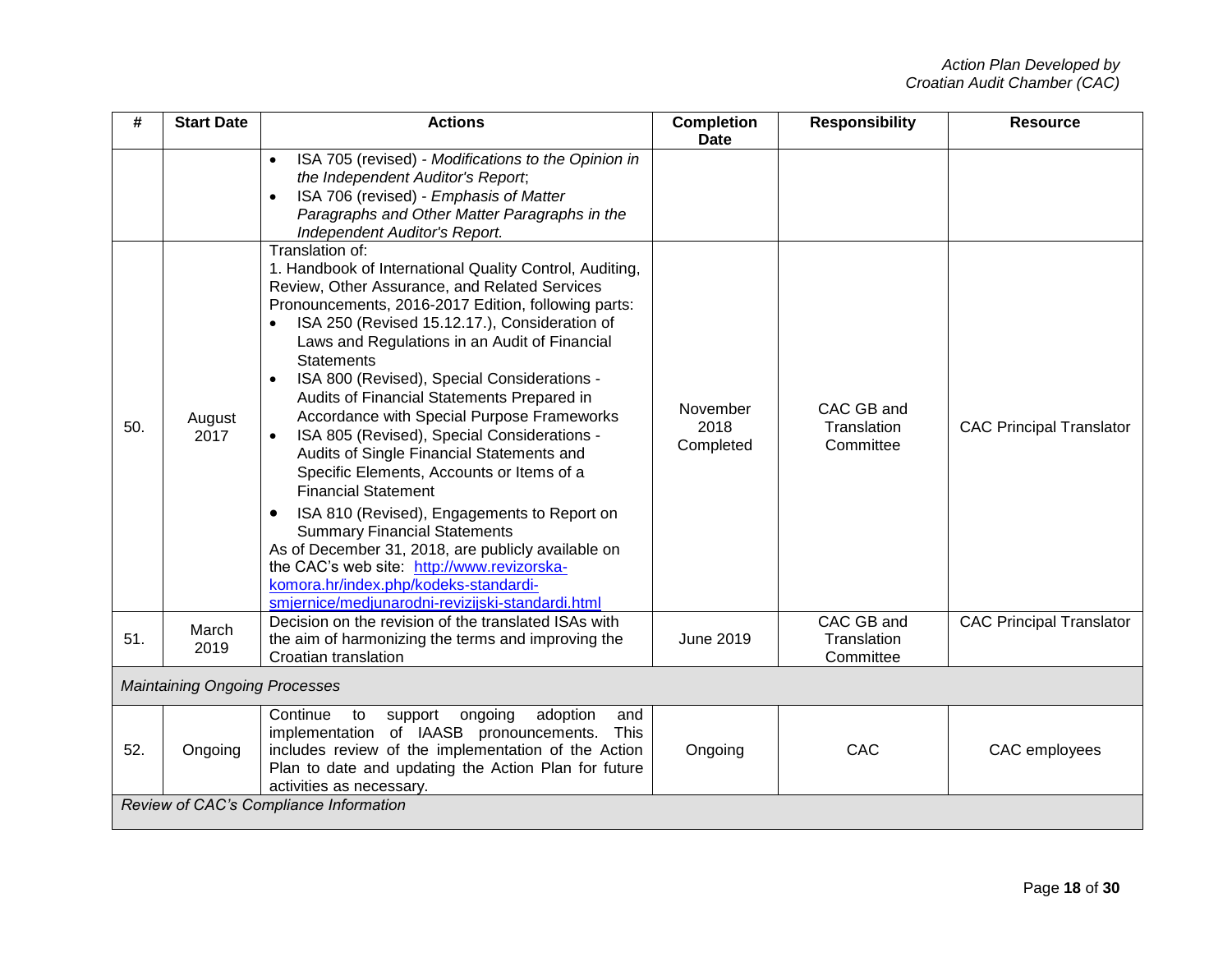| # | Start Date | Actions | Completion Date | Responsibility | Resource |
|---|---|---|---|---|---|
| | | • ISA 705 (revised) - *Modifications to the Opinion in the Independent Auditor's Report*;<br>• ISA 706 (revised) - *Emphasis of Matter Paragraphs and Other Matter Paragraphs in the Independent Auditor's Report.* | | | |
| 50. | August 2017 | Translation of:<br>1. Handbook of International Quality Control, Auditing, Review, Other Assurance, and Related Services Pronouncements, 2016-2017 Edition, following parts:<br>• ISA 250 (Revised 15.12.17.), Consideration of Laws and Regulations in an Audit of Financial Statements<br>• ISA 800 (Revised), Special Considerations - Audits of Financial Statements Prepared in Accordance with Special Purpose Frameworks<br>• ISA 805 (Revised), Special Considerations - Audits of Single Financial Statements and Specific Elements, Accounts or Items of a Financial Statement<br>• ISA 810 (Revised), Engagements to Report on Summary Financial Statements<br>As of December 31, 2018, are publicly available on the CAC's web site: [http://www.revizorska-komora.hr/index.php/kodeks-standardi-smjernice/medjunarodni-revizijski-standardi.html](http://www.revizorska-komora.hr/index.php/kodeks-standardi-smjernice/medjunarodni-revizijski-standardi.html) | November 2018 Completed | CAC GB and Translation Committee | CAC Principal Translator |
| 51. | March 2019 | Decision on the revision of the translated ISAs with the aim of harmonizing the terms and improving the Croatian translation | June 2019 | CAC GB and Translation Committee | CAC Principal Translator |
| *Maintaining Ongoing Processes* | | | | | |
| 52. | Ongoing | Continue to support ongoing adoption and implementation of IAASB pronouncements. This includes review of the implementation of the Action Plan to date and updating the Action Plan for future activities as necessary. | Ongoing | CAC | CAC employees |
| *Review of CAC's Compliance Information* | | | | | |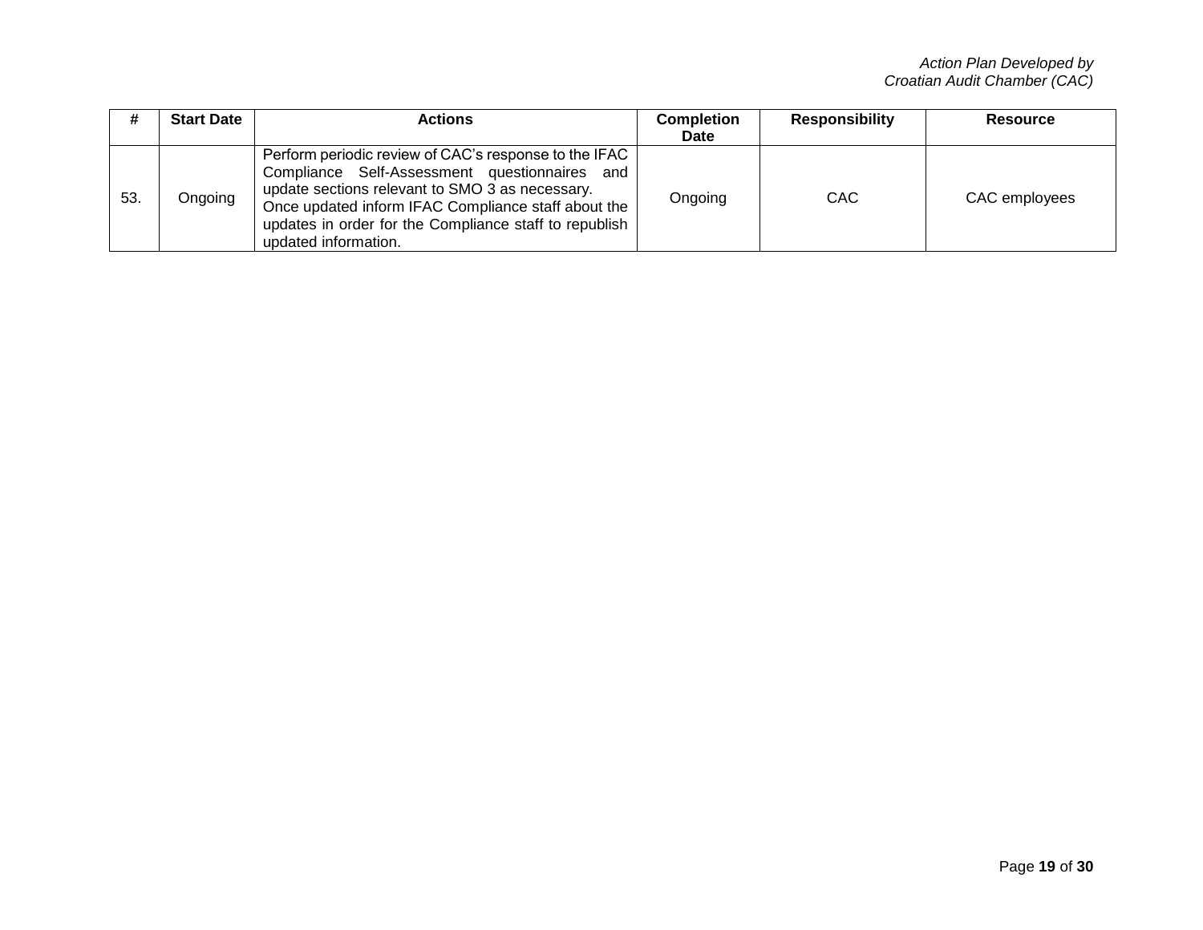| # | Start Date | Actions | Completion Date | Responsibility | Resource |
|---|---|---|---|---|---|
| 53. | Ongoing | Perform periodic review of CAC's response to the IFAC Compliance Self-Assessment questionnaires and update sections relevant to SMO 3 as necessary. Once updated inform IFAC Compliance staff about the updates in order for the Compliance staff to republish updated information. | Ongoing | CAC | CAC employees |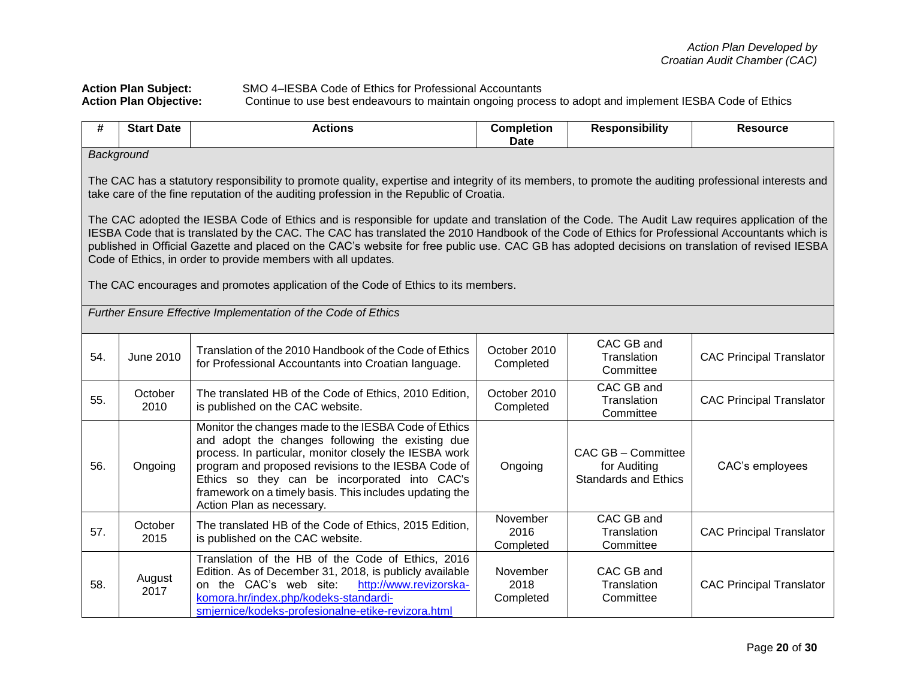*Action Plan Developed by Croatian Audit Chamber (CAC)*

**Action Plan Subject:** SMO 4–IESBA Code of Ethics for Professional Accountants
**Action Plan Objective:** Continue to use best endeavours to maintain ongoing process to adopt and implement IESBA Code of Ethics

| # | Start Date | Actions | Completion Date | Responsibility | Resource |
|---|---|---|---|---|---|
| *Background*<br><br>The CAC has a statutory responsibility to promote quality, expertise and integrity of its members, to promote the auditing professional interests and take care of the fine reputation of the auditing profession in the Republic of Croatia.<br><br>The CAC adopted the IESBA Code of Ethics and is responsible for update and translation of the Code. The Audit Law requires application of the IESBA Code that is translated by the CAC. The CAC has translated the 2010 Handbook of the Code of Ethics for Professional Accountants which is published in Official Gazette and placed on the CAC's website for free public use. CAC GB has adopted decisions on translation of revised IESBA Code of Ethics, in order to provide members with all updates.<br><br>The CAC encourages and promotes application of the Code of Ethics to its members. | | | | | |
| *Further Ensure Effective Implementation of the Code of Ethics* | | | | | |
| 54. | June 2010 | Translation of the 2010 Handbook of the Code of Ethics for Professional Accountants into Croatian language. | October 2010 Completed | CAC GB and Translation Committee | CAC Principal Translator |
| 55. | October 2010 | The translated HB of the Code of Ethics, 2010 Edition, is published on the CAC website. | October 2010 Completed | CAC GB and Translation Committee | CAC Principal Translator |
| 56. | Ongoing | Monitor the changes made to the IESBA Code of Ethics and adopt the changes following the existing due process. In particular, monitor closely the IESBA work program and proposed revisions to the IESBA Code of Ethics so they can be incorporated into CAC's framework on a timely basis. This includes updating the Action Plan as necessary. | Ongoing | CAC GB – Committee for Auditing Standards and Ethics | CAC's employees |
| 57. | October 2015 | The translated HB of the Code of Ethics, 2015 Edition, is published on the CAC website. | November 2016 Completed | CAC GB and Translation Committee | CAC Principal Translator |
| 58. | August 2017 | Translation of the HB of the Code of Ethics, 2016 Edition. As of December 31, 2018, is publicly available on the CAC's web site: http://www.revizorska-komora.hr/index.php/kodeks-standardi-smjernice/kodeks-profesionalne-etike-revizora.html | November 2018 Completed | CAC GB and Translation Committee | CAC Principal Translator |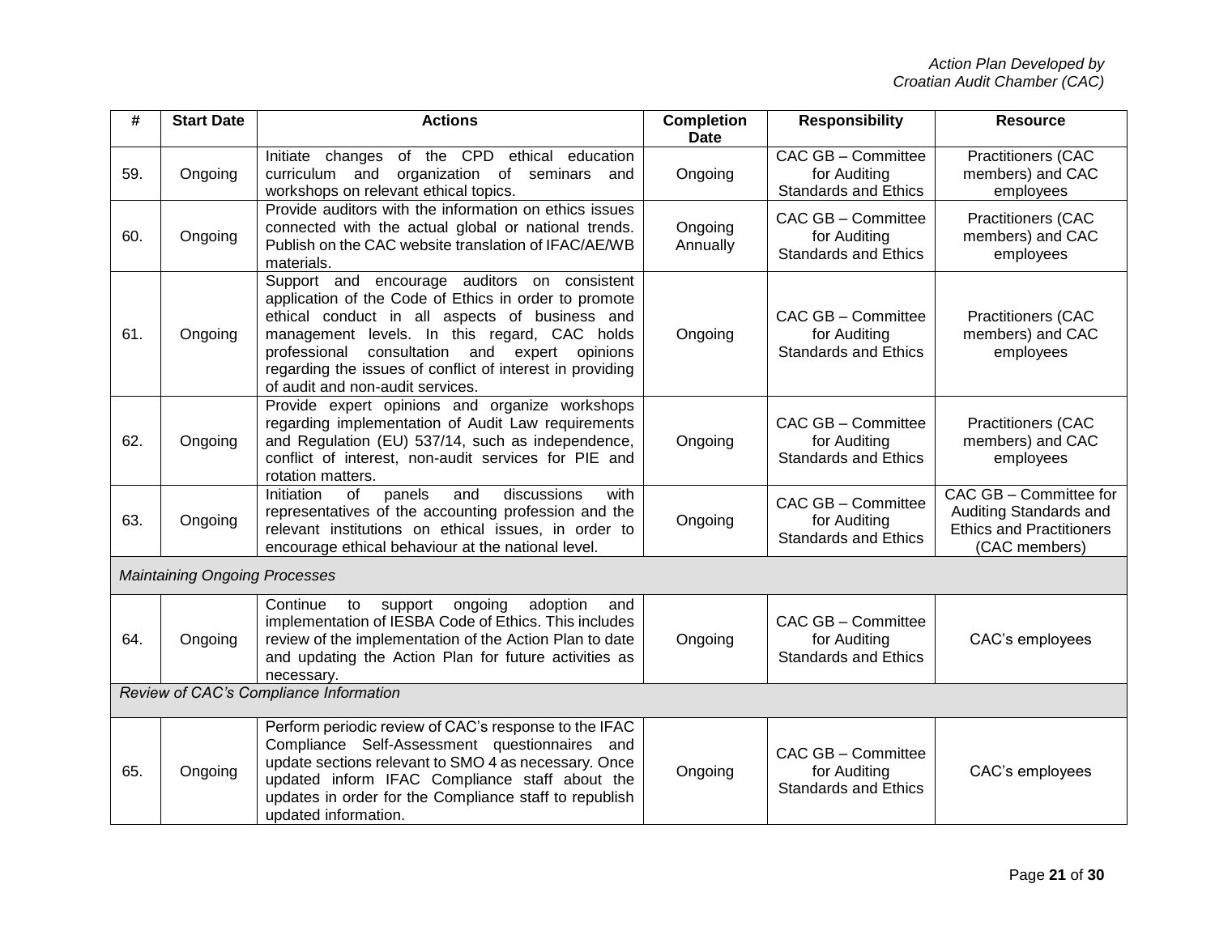| # | Start Date | Actions | Completion Date | Responsibility | Resource |
|---|---|---|---|---|---|
| 59. | Ongoing | Initiate changes of the CPD ethical education curriculum and organization of seminars and workshops on relevant ethical topics. | Ongoing | CAC GB – Committee for Auditing Standards and Ethics | Practitioners (CAC members) and CAC employees |
| 60. | Ongoing | Provide auditors with the information on ethics issues connected with the actual global or national trends. Publish on the CAC website translation of IFAC/AE/WB materials. | Ongoing Annually | CAC GB – Committee for Auditing Standards and Ethics | Practitioners (CAC members) and CAC employees |
| 61. | Ongoing | Support and encourage auditors on consistent application of the Code of Ethics in order to promote ethical conduct in all aspects of business and management levels. In this regard, CAC holds professional consultation and expert opinions regarding the issues of conflict of interest in providing of audit and non-audit services. | Ongoing | CAC GB – Committee for Auditing Standards and Ethics | Practitioners (CAC members) and CAC employees |
| 62. | Ongoing | Provide expert opinions and organize workshops regarding implementation of Audit Law requirements and Regulation (EU) 537/14, such as independence, conflict of interest, non-audit services for PIE and rotation matters. | Ongoing | CAC GB – Committee for Auditing Standards and Ethics | Practitioners (CAC members) and CAC employees |
| 63. | Ongoing | Initiation of panels and discussions with representatives of the accounting profession and the relevant institutions on ethical issues, in order to encourage ethical behaviour at the national level. | Ongoing | CAC GB – Committee for Auditing Standards and Ethics | CAC GB – Committee for Auditing Standards and Ethics and Practitioners (CAC members) |
| *Maintaining Ongoing Processes* | | | | | |
| 64. | Ongoing | Continue to support ongoing adoption and implementation of IESBA Code of Ethics. This includes review of the implementation of the Action Plan to date and updating the Action Plan for future activities as necessary. | Ongoing | CAC GB – Committee for Auditing Standards and Ethics | CAC's employees |
| *Review of CAC's Compliance Information* | | | | | |
| 65. | Ongoing | Perform periodic review of CAC's response to the IFAC Compliance Self-Assessment questionnaires and update sections relevant to SMO 4 as necessary. Once updated inform IFAC Compliance staff about the updates in order for the Compliance staff to republish updated information. | Ongoing | CAC GB – Committee for Auditing Standards and Ethics | CAC's employees |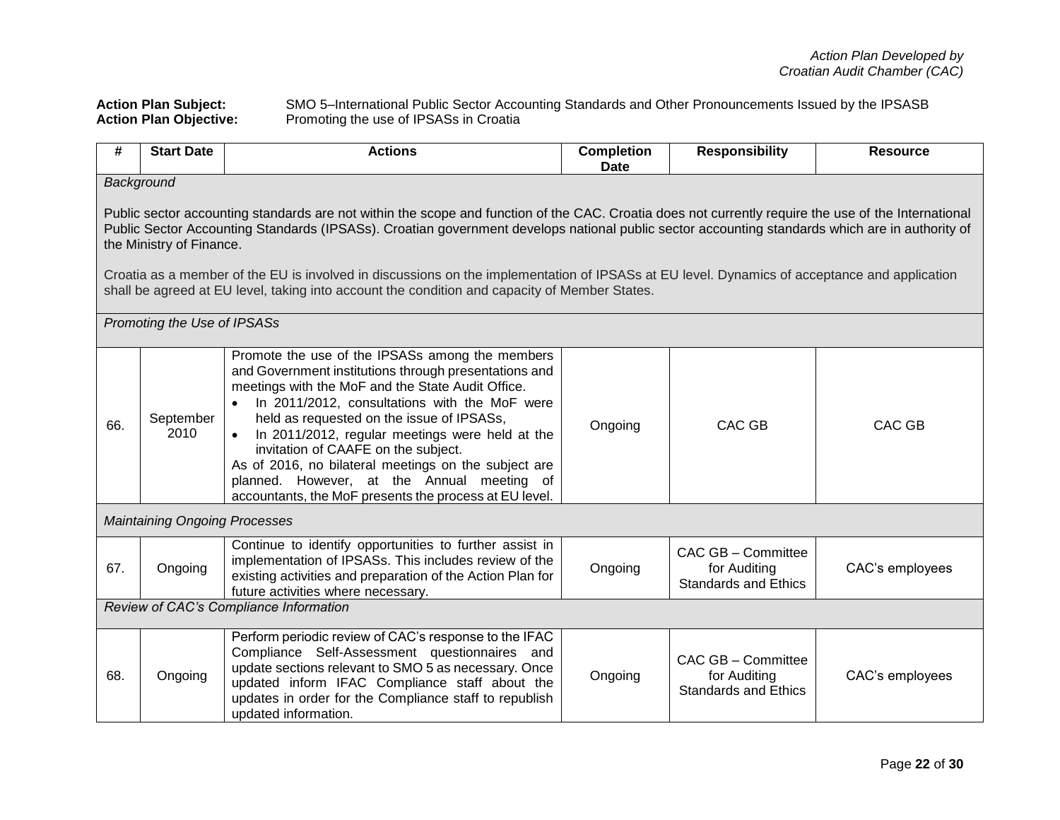*Action Plan Developed by Croatian Audit Chamber (CAC)*

**Action Plan Subject:** SMO 5–International Public Sector Accounting Standards and Other Pronouncements Issued by the IPSASB
**Action Plan Objective:** Promoting the use of IPSASs in Croatia

| # | Start Date | Actions | Completion Date | Responsibility | Resource |
|---|---|---|---|---|---|
| *Background*<br><br>Public sector accounting standards are not within the scope and function of the CAC. Croatia does not currently require the use of the International Public Sector Accounting Standards (IPSASs). Croatian government develops national public sector accounting standards which are in authority of the Ministry of Finance.<br><br>Croatia as a member of the EU is involved in discussions on the implementation of IPSASs at EU level. Dynamics of acceptance and application shall be agreed at EU level, taking into account the condition and capacity of Member States. | | | | | |
| *Promoting the Use of IPSASs* | | | | | |
| 66. | September 2010 | Promote the use of the IPSASs among the members and Government institutions through presentations and meetings with the MoF and the State Audit Office.<br>• In 2011/2012, consultations with the MoF were held as requested on the issue of IPSASs,<br>• In 2011/2012, regular meetings were held at the invitation of CAAFE on the subject.<br>As of 2016, no bilateral meetings on the subject are planned. However, at the Annual meeting of accountants, the MoF presents the process at EU level. | Ongoing | CAC GB | CAC GB |
| *Maintaining Ongoing Processes* | | | | | |
| 67. | Ongoing | Continue to identify opportunities to further assist in implementation of IPSASs. This includes review of the existing activities and preparation of the Action Plan for future activities where necessary. | Ongoing | CAC GB – Committee for Auditing Standards and Ethics | CAC's employees |
| *Review of CAC's Compliance Information* | | | | | |
| 68. | Ongoing | Perform periodic review of CAC's response to the IFAC Compliance Self-Assessment questionnaires and update sections relevant to SMO 5 as necessary. Once updated inform IFAC Compliance staff about the updates in order for the Compliance staff to republish updated information. | Ongoing | CAC GB – Committee for Auditing Standards and Ethics | CAC's employees |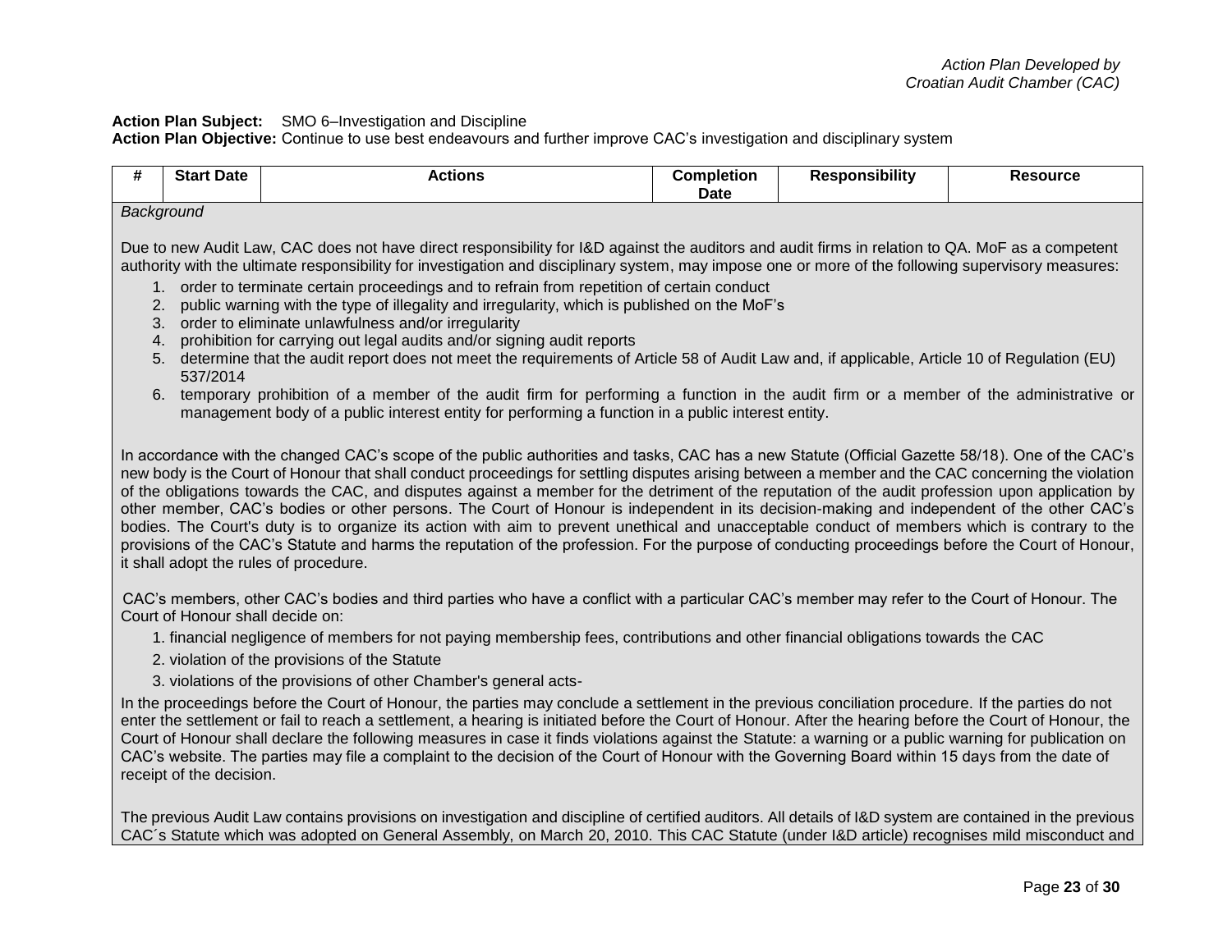*Action Plan Developed by Croatian Audit Chamber (CAC)*

**Action Plan Subject:** SMO 6–Investigation and Discipline

**Action Plan Objective:** Continue to use best endeavours and further improve CAC's investigation and disciplinary system

| # | Start Date | Actions | Completion Date | Responsibility | Resource |
|---|---|---|---|---|---|

*Background*

Due to new Audit Law, CAC does not have direct responsibility for I&D against the auditors and audit firms in relation to QA. MoF as a competent authority with the ultimate responsibility for investigation and disciplinary system, may impose one or more of the following supervisory measures:

1. order to terminate certain proceedings and to refrain from repetition of certain conduct
2. public warning with the type of illegality and irregularity, which is published on the MoF's
3. order to eliminate unlawfulness and/or irregularity
4. prohibition for carrying out legal audits and/or signing audit reports
5. determine that the audit report does not meet the requirements of Article 58 of Audit Law and, if applicable, Article 10 of Regulation (EU) 537/2014
6. temporary prohibition of a member of the audit firm for performing a function in the audit firm or a member of the administrative or management body of a public interest entity for performing a function in a public interest entity.

In accordance with the changed CAC's scope of the public authorities and tasks, CAC has a new Statute (Official Gazette 58/18). One of the CAC's new body is the Court of Honour that shall conduct proceedings for settling disputes arising between a member and the CAC concerning the violation of the obligations towards the CAC, and disputes against a member for the detriment of the reputation of the audit profession upon application by other member, CAC's bodies or other persons. The Court of Honour is independent in its decision-making and independent of the other CAC's bodies. The Court's duty is to organize its action with aim to prevent unethical and unacceptable conduct of members which is contrary to the provisions of the CAC's Statute and harms the reputation of the profession. For the purpose of conducting proceedings before the Court of Honour, it shall adopt the rules of procedure.

CAC's members, other CAC's bodies and third parties who have a conflict with a particular CAC's member may refer to the Court of Honour. The Court of Honour shall decide on:

1. financial negligence of members for not paying membership fees, contributions and other financial obligations towards the CAC
2. violation of the provisions of the Statute
3. violations of the provisions of other Chamber's general acts-

In the proceedings before the Court of Honour, the parties may conclude a settlement in the previous conciliation procedure. If the parties do not enter the settlement or fail to reach a settlement, a hearing is initiated before the Court of Honour. After the hearing before the Court of Honour, the Court of Honour shall declare the following measures in case it finds violations against the Statute: a warning or a public warning for publication on CAC's website. The parties may file a complaint to the decision of the Court of Honour with the Governing Board within 15 days from the date of receipt of the decision.

The previous Audit Law contains provisions on investigation and discipline of certified auditors. All details of I&D system are contained in the previous CAC´s Statute which was adopted on General Assembly, on March 20, 2010. This CAC Statute (under I&D article) recognises mild misconduct and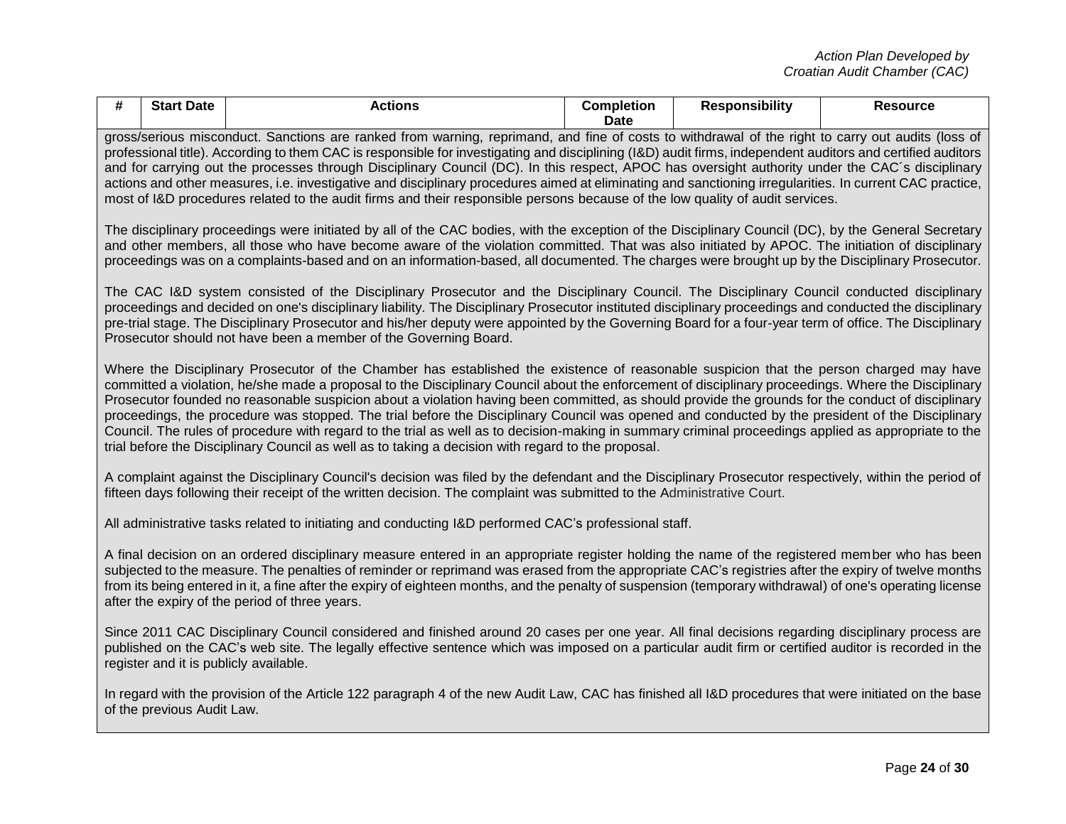| # | Start Date | Actions | Completion Date | Responsibility | Resource |
|---|---|---|---|---|---|

gross/serious misconduct. Sanctions are ranked from warning, reprimand, and fine of costs to withdrawal of the right to carry out audits (loss of professional title). According to them CAC is responsible for investigating and disciplining (I&D) audit firms, independent auditors and certified auditors and for carrying out the processes through Disciplinary Council (DC). In this respect, APOC has oversight authority under the CAC´s disciplinary actions and other measures, i.e. investigative and disciplinary procedures aimed at eliminating and sanctioning irregularities. In current CAC practice, most of I&D procedures related to the audit firms and their responsible persons because of the low quality of audit services.

The disciplinary proceedings were initiated by all of the CAC bodies, with the exception of the Disciplinary Council (DC), by the General Secretary and other members, all those who have become aware of the violation committed. That was also initiated by APOC. The initiation of disciplinary proceedings was on a complaints-based and on an information-based, all documented. The charges were brought up by the Disciplinary Prosecutor.

The CAC I&D system consisted of the Disciplinary Prosecutor and the Disciplinary Council. The Disciplinary Council conducted disciplinary proceedings and decided on one's disciplinary liability. The Disciplinary Prosecutor instituted disciplinary proceedings and conducted the disciplinary pre-trial stage. The Disciplinary Prosecutor and his/her deputy were appointed by the Governing Board for a four-year term of office. The Disciplinary Prosecutor should not have been a member of the Governing Board.

Where the Disciplinary Prosecutor of the Chamber has established the existence of reasonable suspicion that the person charged may have committed a violation, he/she made a proposal to the Disciplinary Council about the enforcement of disciplinary proceedings. Where the Disciplinary Prosecutor founded no reasonable suspicion about a violation having been committed, as should provide the grounds for the conduct of disciplinary proceedings, the procedure was stopped. The trial before the Disciplinary Council was opened and conducted by the president of the Disciplinary Council. The rules of procedure with regard to the trial as well as to decision-making in summary criminal proceedings applied as appropriate to the trial before the Disciplinary Council as well as to taking a decision with regard to the proposal.

A complaint against the Disciplinary Council's decision was filed by the defendant and the Disciplinary Prosecutor respectively, within the period of fifteen days following their receipt of the written decision. The complaint was submitted to the Administrative Court.

All administrative tasks related to initiating and conducting I&D performed CAC's professional staff.

A final decision on an ordered disciplinary measure entered in an appropriate register holding the name of the registered member who has been subjected to the measure. The penalties of reminder or reprimand was erased from the appropriate CAC's registries after the expiry of twelve months from its being entered in it, a fine after the expiry of eighteen months, and the penalty of suspension (temporary withdrawal) of one's operating license after the expiry of the period of three years.

Since 2011 CAC Disciplinary Council considered and finished around 20 cases per one year. All final decisions regarding disciplinary process are published on the CAC's web site. The legally effective sentence which was imposed on a particular audit firm or certified auditor is recorded in the register and it is publicly available.

In regard with the provision of the Article 122 paragraph 4 of the new Audit Law, CAC has finished all I&D procedures that were initiated on the base of the previous Audit Law.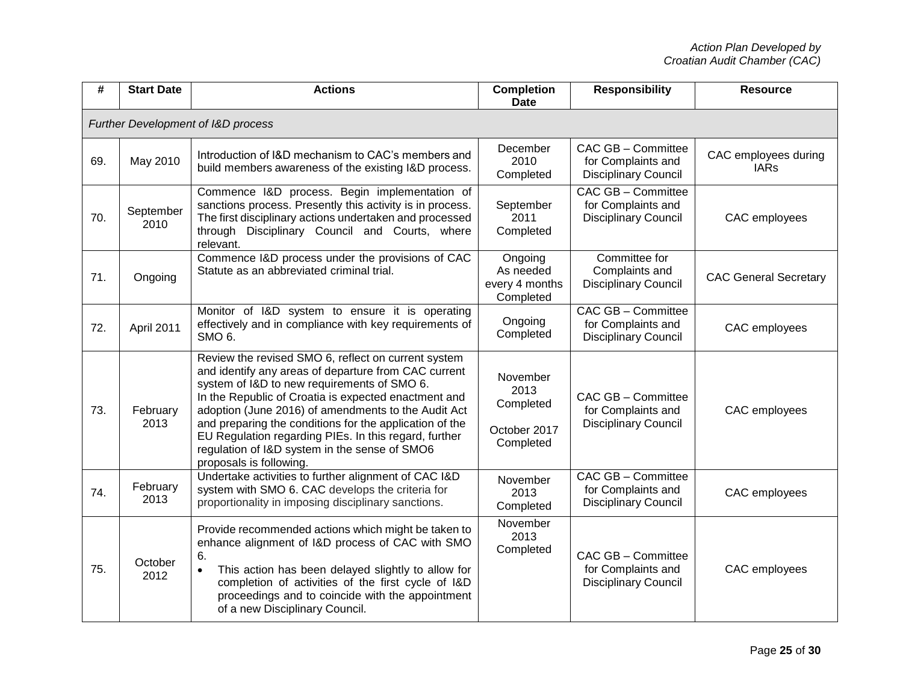| # | Start Date | Actions | Completion Date | Responsibility | Resource |
|---|---|---|---|---|---|
| *Further Development of I&D process* | | | | | |
| 69. | May 2010 | Introduction of I&D mechanism to CAC's members and build members awareness of the existing I&D process. | December 2010 Completed | CAC GB – Committee for Complaints and Disciplinary Council | CAC employees during IARs |
| 70. | September 2010 | Commence I&D process. Begin implementation of sanctions process. Presently this activity is in process. The first disciplinary actions undertaken and processed through Disciplinary Council and Courts, where relevant. | September 2011 Completed | CAC GB – Committee for Complaints and Disciplinary Council | CAC employees |
| 71. | Ongoing | Commence I&D process under the provisions of CAC Statute as an abbreviated criminal trial. | Ongoing As needed every 4 months Completed | Committee for Complaints and Disciplinary Council | CAC General Secretary |
| 72. | April 2011 | Monitor of I&D system to ensure it is operating effectively and in compliance with key requirements of SMO 6. | Ongoing Completed | CAC GB – Committee for Complaints and Disciplinary Council | CAC employees |
| 73. | February 2013 | Review the revised SMO 6, reflect on current system and identify any areas of departure from CAC current system of I&D to new requirements of SMO 6.<br>In the Republic of Croatia is expected enactment and adoption (June 2016) of amendments to the Audit Act and preparing the conditions for the application of the EU Regulation regarding PIEs. In this regard, further regulation of I&D system in the sense of SMO6 proposals is following. | November 2013 Completed<br><br>October 2017 Completed | CAC GB – Committee for Complaints and Disciplinary Council | CAC employees |
| 74. | February 2013 | Undertake activities to further alignment of CAC I&D system with SMO 6. CAC develops the criteria for proportionality in imposing disciplinary sanctions. | November 2013 Completed | CAC GB – Committee for Complaints and Disciplinary Council | CAC employees |
| 75. | October 2012 | Provide recommended actions which might be taken to enhance alignment of I&D process of CAC with SMO 6.<br>• This action has been delayed slightly to allow for completion of activities of the first cycle of I&D proceedings and to coincide with the appointment of a new Disciplinary Council. | November 2013 Completed | CAC GB – Committee for Complaints and Disciplinary Council | CAC employees |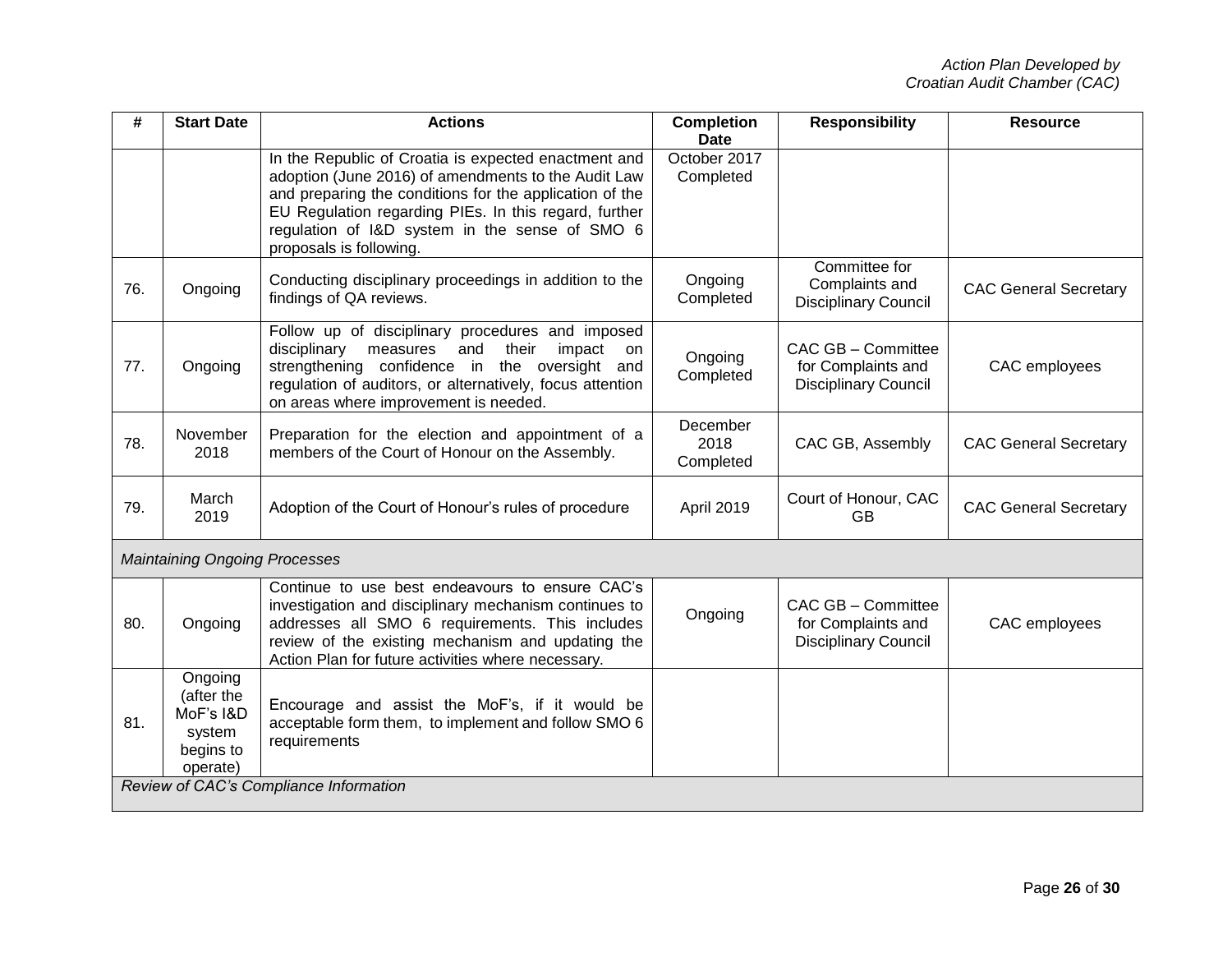| # | Start Date | Actions | Completion Date | Responsibility | Resource |
|---|---|---|---|---|---|
| | | In the Republic of Croatia is expected enactment and adoption (June 2016) of amendments to the Audit Law and preparing the conditions for the application of the EU Regulation regarding PIEs. In this regard, further regulation of I&D system in the sense of SMO 6 proposals is following. | October 2017 Completed | | |
| 76. | Ongoing | Conducting disciplinary proceedings in addition to the findings of QA reviews. | Ongoing Completed | Committee for Complaints and Disciplinary Council | CAC General Secretary |
| 77. | Ongoing | Follow up of disciplinary procedures and imposed disciplinary measures and their impact on strengthening confidence in the oversight and regulation of auditors, or alternatively, focus attention on areas where improvement is needed. | Ongoing Completed | CAC GB – Committee for Complaints and Disciplinary Council | CAC employees |
| 78. | November 2018 | Preparation for the election and appointment of a members of the Court of Honour on the Assembly. | December 2018 Completed | CAC GB, Assembly | CAC General Secretary |
| 79. | March 2019 | Adoption of the Court of Honour's rules of procedure | April 2019 | Court of Honour, CAC GB | CAC General Secretary |
| *Maintaining Ongoing Processes* | | | | | |
| 80. | Ongoing | Continue to use best endeavours to ensure CAC's investigation and disciplinary mechanism continues to addresses all SMO 6 requirements. This includes review of the existing mechanism and updating the Action Plan for future activities where necessary. | Ongoing | CAC GB – Committee for Complaints and Disciplinary Council | CAC employees |
| 81. | Ongoing (after the MoF's I&D system begins to operate) | Encourage and assist the MoF's, if it would be acceptable form them, to implement and follow SMO 6 requirements | | | |
| *Review of CAC's Compliance Information* | | | | | |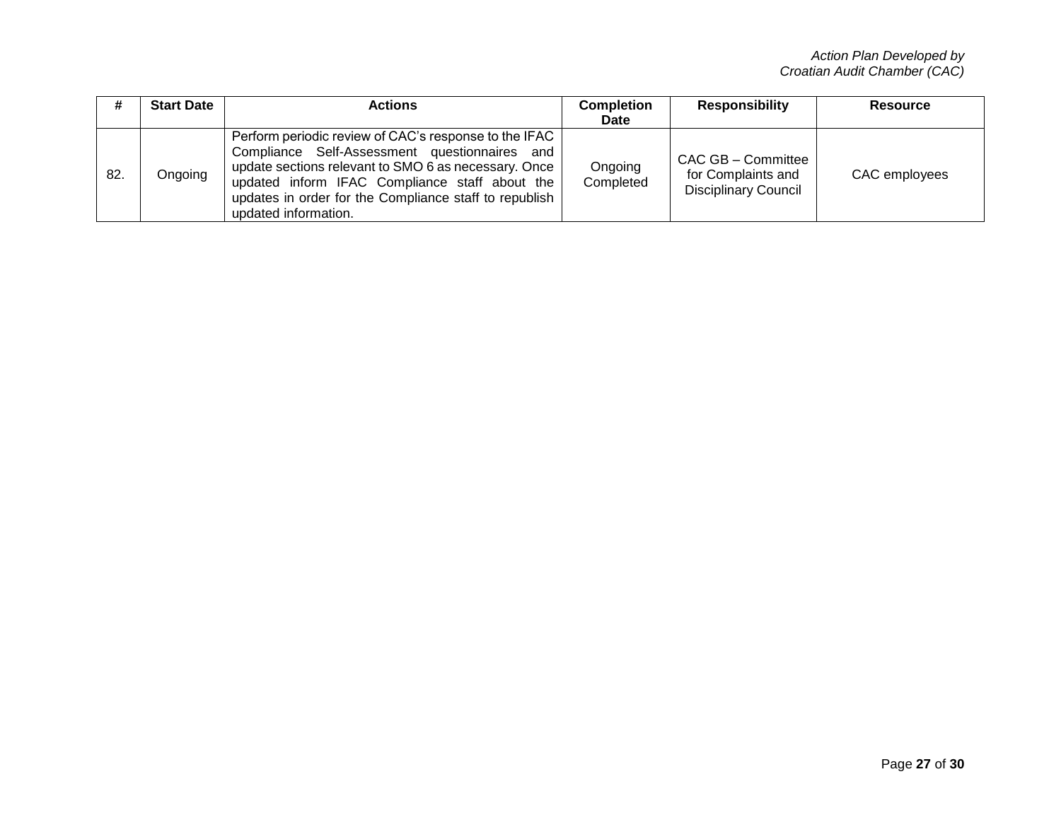| # | Start Date | Actions | Completion Date | Responsibility | Resource |
|---|---|---|---|---|---|
| 82. | Ongoing | Perform periodic review of CAC's response to the IFAC Compliance Self-Assessment questionnaires and update sections relevant to SMO 6 as necessary. Once updated inform IFAC Compliance staff about the updates in order for the Compliance staff to republish updated information. | Ongoing Completed | CAC GB – Committee for Complaints and Disciplinary Council | CAC employees |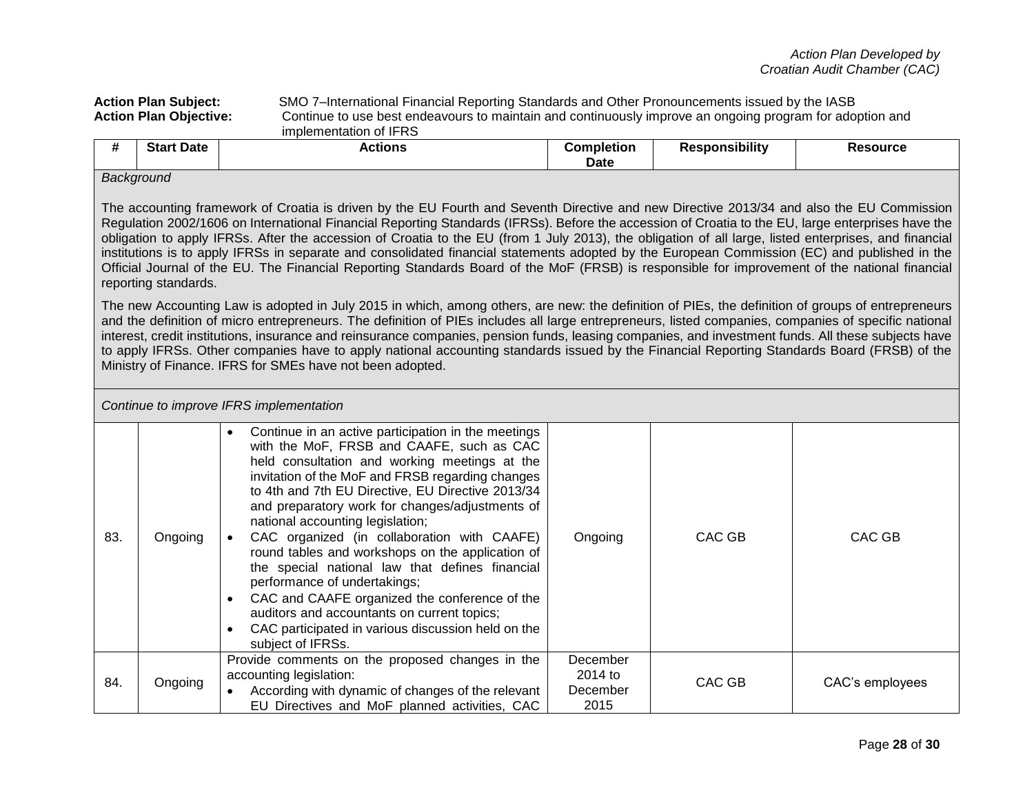**Action Plan Subject:** SMO 7–International Financial Reporting Standards and Other Pronouncements issued by the IASB

**Action Plan Objective:** Continue to use best endeavours to maintain and continuously improve an ongoing program for adoption and implementation of IFRS

| # | Start Date | Actions | Completion Date | Responsibility | Resource |
|---|---|---|---|---|---|
| *Background*<br><br>The accounting framework of Croatia is driven by the EU Fourth and Seventh Directive and new Directive 2013/34 and also the EU Commission Regulation 2002/1606 on International Financial Reporting Standards (IFRSs). Before the accession of Croatia to the EU, large enterprises have the obligation to apply IFRSs. After the accession of Croatia to the EU (from 1 July 2013), the obligation of all large, listed enterprises, and financial institutions is to apply IFRSs in separate and consolidated financial statements adopted by the European Commission (EC) and published in the Official Journal of the EU. The Financial Reporting Standards Board of the MoF (FRSB) is responsible for improvement of the national financial reporting standards.<br><br>The new Accounting Law is adopted in July 2015 in which, among others, are new: the definition of PIEs, the definition of groups of entrepreneurs and the definition of micro entrepreneurs. The definition of PIEs includes all large entrepreneurs, listed companies, companies of specific national interest, credit institutions, insurance and reinsurance companies, pension funds, leasing companies, and investment funds. All these subjects have to apply IFRSs. Other companies have to apply national accounting standards issued by the Financial Reporting Standards Board (FRSB) of the Ministry of Finance. IFRS for SMEs have not been adopted. | | | | | |
| *Continue to improve IFRS implementation* | | | | | |
| 83. | Ongoing | • Continue in an active participation in the meetings with the MoF, FRSB and CAAFE, such as CAC held consultation and working meetings at the invitation of the MoF and FRSB regarding changes to 4th and 7th EU Directive, EU Directive 2013/34 and preparatory work for changes/adjustments of national accounting legislation;<br>• CAC organized (in collaboration with CAAFE) round tables and workshops on the application of the special national law that defines financial performance of undertakings;<br>• CAC and CAAFE organized the conference of the auditors and accountants on current topics;<br>• CAC participated in various discussion held on the subject of IFRSs. | Ongoing | CAC GB | CAC GB |
| 84. | Ongoing | Provide comments on the proposed changes in the accounting legislation:<br>• According with dynamic of changes of the relevant EU Directives and MoF planned activities, CAC | December 2014 to December 2015 | CAC GB | CAC's employees |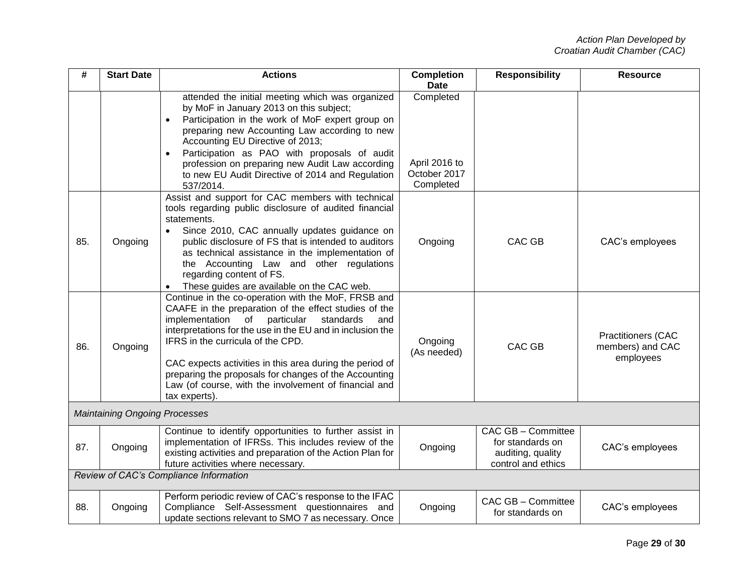| # | Start Date | Actions | Completion Date | Responsibility | Resource |
|---|---|---|---|---|---|
| | | attended the initial meeting which was organized by MoF in January 2013 on this subject;<br>• Participation in the work of MoF expert group on preparing new Accounting Law according to new Accounting EU Directive of 2013;<br>• Participation as PAO with proposals of audit profession on preparing new Audit Law according to new EU Audit Directive of 2014 and Regulation 537/2014. | Completed<br><br>April 2016 to October 2017 Completed | | |
| 85. | Ongoing | Assist and support for CAC members with technical tools regarding public disclosure of audited financial statements.<br>• Since 2010, CAC annually updates guidance on public disclosure of FS that is intended to auditors as technical assistance in the implementation of the Accounting Law and other regulations regarding content of FS.<br>• These guides are available on the CAC web. | Ongoing | CAC GB | CAC's employees |
| 86. | Ongoing | Continue in the co-operation with the MoF, FRSB and CAAFE in the preparation of the effect studies of the implementation of particular standards and interpretations for the use in the EU and in inclusion the IFRS in the curricula of the CPD.<br><br>CAC expects activities in this area during the period of preparing the proposals for changes of the Accounting Law (of course, with the involvement of financial and tax experts). | Ongoing (As needed) | CAC GB | Practitioners (CAC members) and CAC employees |
| *Maintaining Ongoing Processes* | | | | | |
| 87. | Ongoing | Continue to identify opportunities to further assist in implementation of IFRSs. This includes review of the existing activities and preparation of the Action Plan for future activities where necessary. | Ongoing | CAC GB – Committee for standards on auditing, quality control and ethics | CAC's employees |
| *Review of CAC's Compliance Information* | | | | | |
| 88. | Ongoing | Perform periodic review of CAC's response to the IFAC Compliance Self-Assessment questionnaires and update sections relevant to SMO 7 as necessary. Once | Ongoing | CAC GB – Committee for standards on | CAC's employees |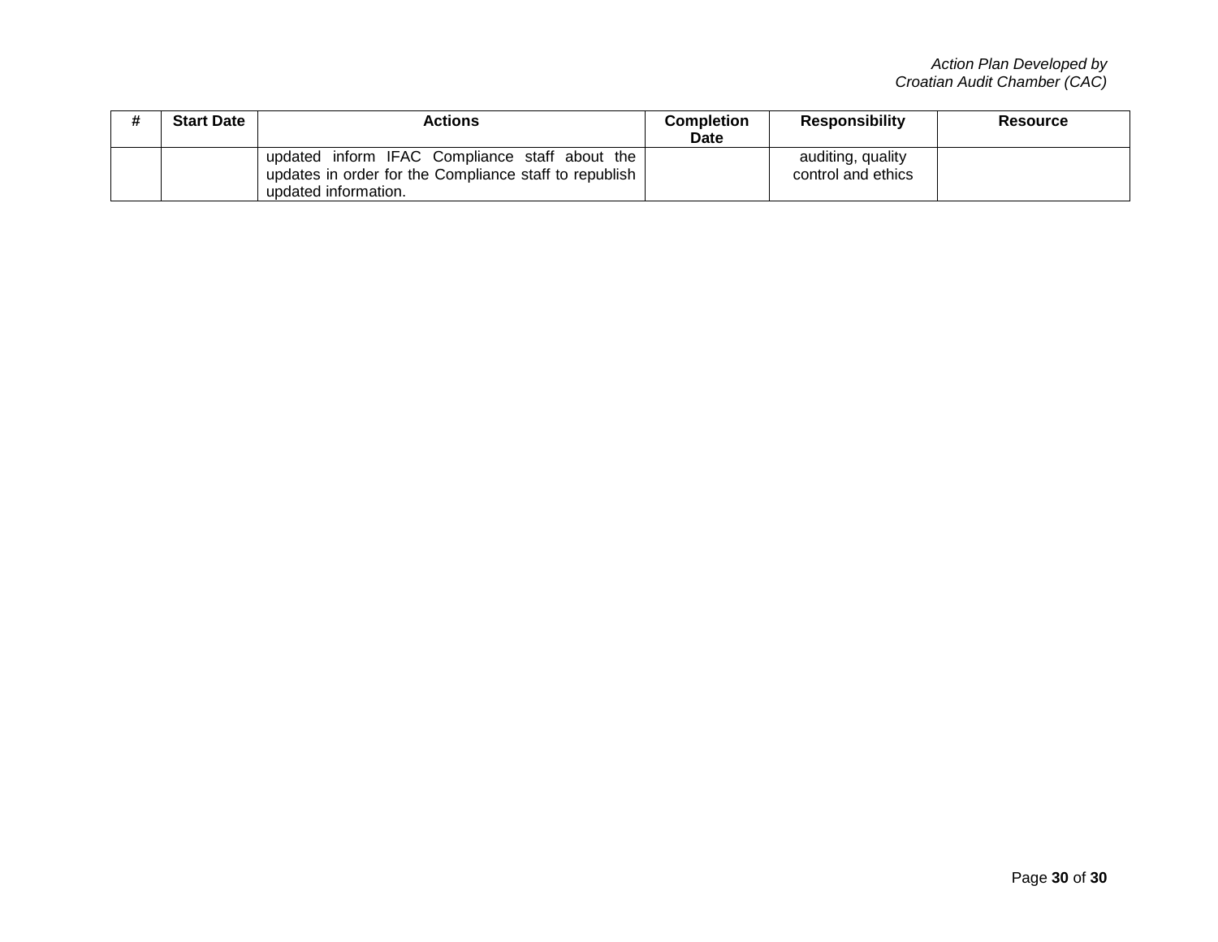| # | Start Date | Actions | Completion Date | Responsibility | Resource |
|---|---|---|---|---|---|
| | | updated inform IFAC Compliance staff about the updates in order for the Compliance staff to republish updated information. | | auditing, quality control and ethics | |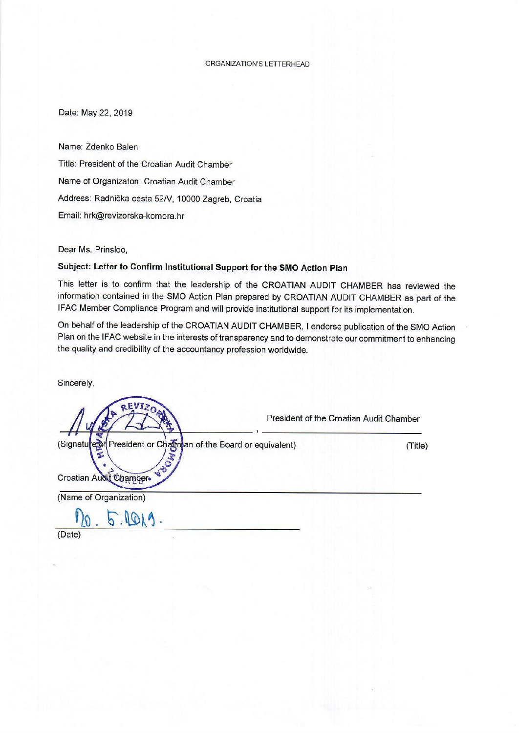ORGANIZATION'S LETTERHEAD

Date: May 22, 2019

Name: Zdenko Balen

Title: President of the Croatian Audit Chamber

Name of Organizaton: Croatian Audit Chamber

Address: Radnička cesta 52/V, 10000 Zagreb, Croatia

Email: hrk@revizorska-komora.hr

Dear Ms. Prinsloo,

**Subject: Letter to Confirm Institutional Support for the SMO Action Plan**

This letter is to confirm that the leadership of the CROATIAN AUDIT CHAMBER has reviewed the information contained in the SMO Action Plan prepared by CROATIAN AUDIT CHAMBER as part of the IFAC Member Compliance Program and will provide institutional support for its implementation.

On behalf of the leadership of the CROATIAN AUDIT CHAMBER, I endorse publication of the SMO Action Plan on the IFAC website in the interests of transparency and to demonstrate our commitment to enhancing the quality and credibility of the accountancy profession worldwide.

Sincerely,

HRVATSKA REVIZORSKA KOMORA ZAGREB

President of the Croatian Audit Chamber

(Signature of President or Chairman of the Board or equivalent) (Title)

Croatian Audit Chamber

(Name of Organization)

20. 5. 2019.

(Date)